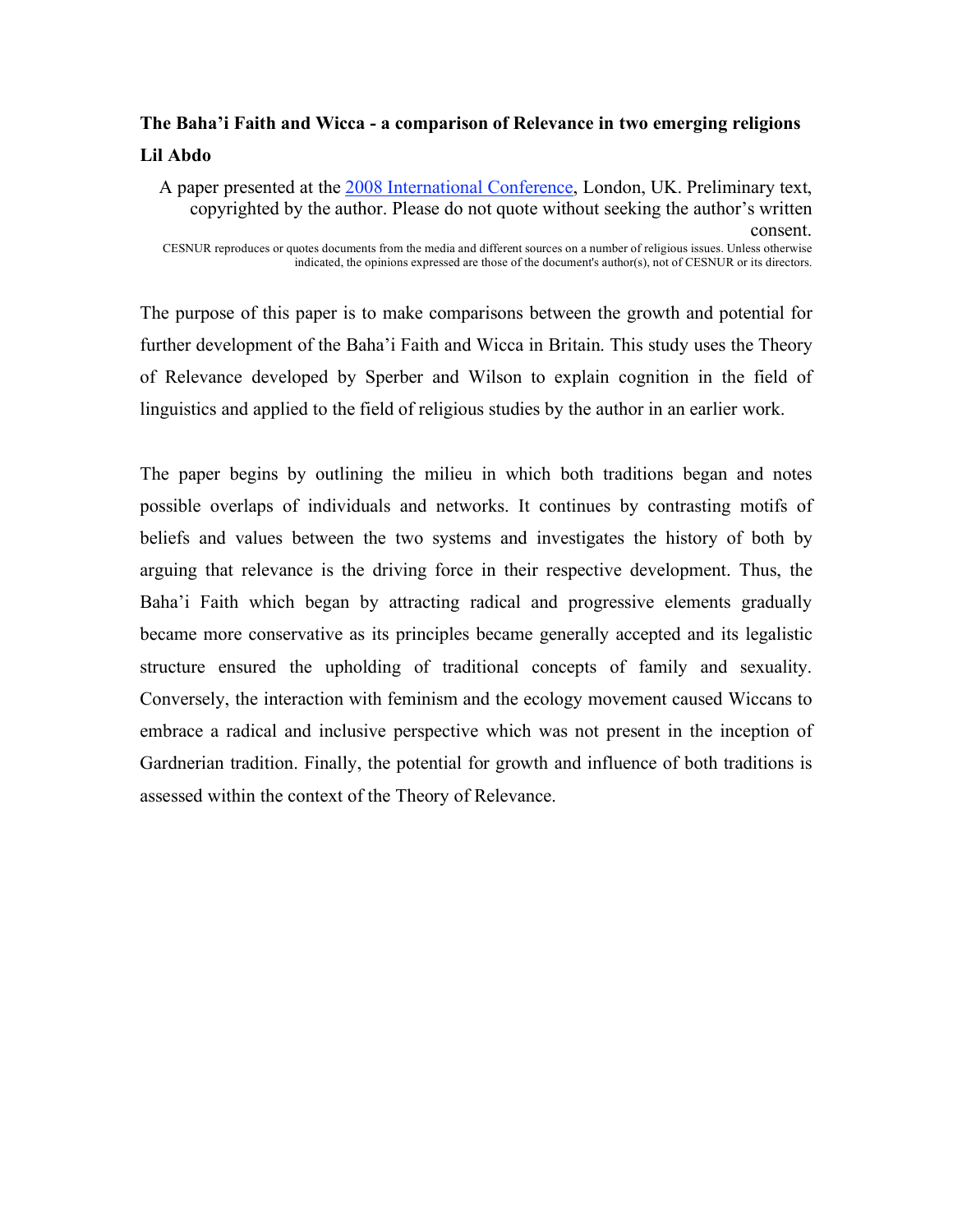**The Baha'i Faith and Wicca - a comparison of Relevance in two emerging religions**

**Lil Abdo**

A paper presented at the 2008 International Conference, London, UK. Preliminary text, copyrighted by the author. Please do not quote without seeking the author's written consent.

CESNUR reproduces or quotes documents from the media and different sources on a number of religious issues. Unless otherwise indicated, the opinions expressed are those of the document's author(s), not of CESNUR or its directors.

The purpose of this paper is to make comparisons between the growth and potential for further development of the Baha'i Faith and Wicca in Britain. This study uses the Theory of Relevance developed by Sperber and Wilson to explain cognition in the field of linguistics and applied to the field of religious studies by the author in an earlier work.

The paper begins by outlining the milieu in which both traditions began and notes possible overlaps of individuals and networks. It continues by contrasting motifs of beliefs and values between the two systems and investigates the history of both by arguing that relevance is the driving force in their respective development. Thus, the Baha'i Faith which began by attracting radical and progressive elements gradually became more conservative as its principles became generally accepted and its legalistic structure ensured the upholding of traditional concepts of family and sexuality. Conversely, the interaction with feminism and the ecology movement caused Wiccans to embrace a radical and inclusive perspective which was not present in the inception of Gardnerian tradition. Finally, the potential for growth and influence of both traditions is assessed within the context of the Theory of Relevance.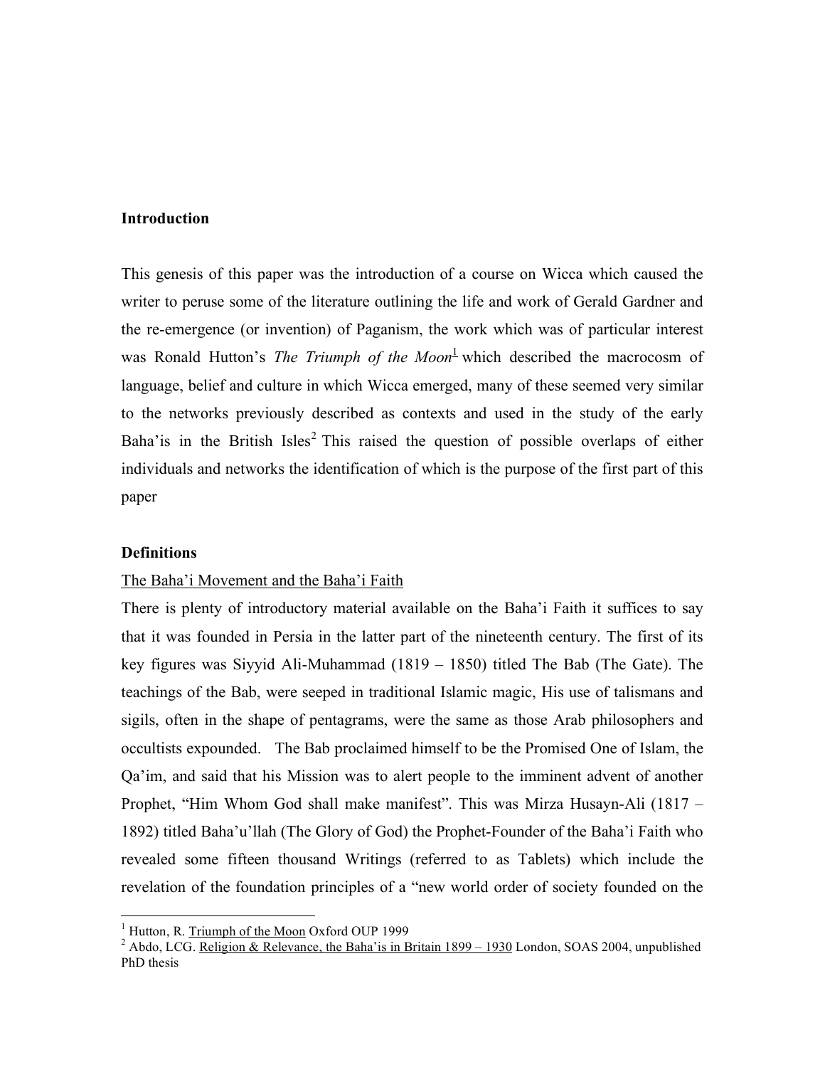**Introduction**

This genesis of this paper was the introduction of a course on Wicca which caused the writer to peruse some of the literature outlining the life and work of Gerald Gardner and the re-emergence (or invention) of Paganism, the work which was of particular interest was Ronald Hutton's *The Triumph of the Moon*[1] which described the macrocosm of language, belief and culture in which Wicca emerged, many of these seemed very similar to the networks previously described as contexts and used in the study of the early Baha'is in the British Isles[2] This raised the question of possible overlaps of either individuals and networks the identification of which is the purpose of the first part of this paper

**Definitions**

The Baha'i Movement and the Baha'i Faith

There is plenty of introductory material available on the Baha'i Faith it suffices to say that it was founded in Persia in the latter part of the nineteenth century. The first of its key figures was Siyyid Ali-Muhammad (1819 – 1850) titled The Bab (The Gate). The teachings of the Bab, were seeped in traditional Islamic magic, His use of talismans and sigils, often in the shape of pentagrams, were the same as those Arab philosophers and occultists expounded. The Bab proclaimed himself to be the Promised One of Islam, the Qa'im, and said that his Mission was to alert people to the imminent advent of another Prophet, "Him Whom God shall make manifest". This was Mirza Husayn-Ali (1817 – 1892) titled Baha'u'llah (The Glory of God) the Prophet-Founder of the Baha'i Faith who revealed some fifteen thousand Writings (referred to as Tablets) which include the revelation of the foundation principles of a "new world order of society founded on the

---

[1] Hutton, R. Triumph of the Moon Oxford OUP 1999

[2] Abdo, LCG. Religion & Relevance, the Baha'is in Britain 1899 – 1930 London, SOAS 2004, unpublished PhD thesis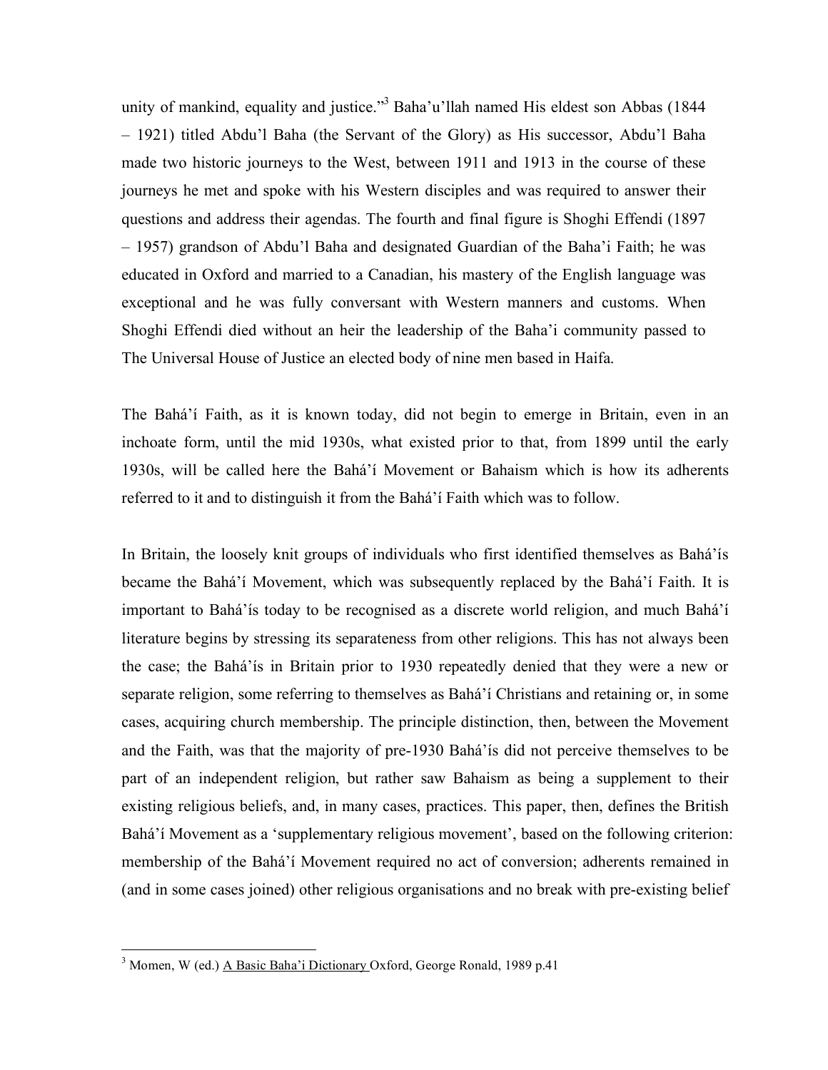unity of mankind, equality and justice."[3] Baha'u'llah named His eldest son Abbas (1844 – 1921) titled Abdu'l Baha (the Servant of the Glory) as His successor, Abdu'l Baha made two historic journeys to the West, between 1911 and 1913 in the course of these journeys he met and spoke with his Western disciples and was required to answer their questions and address their agendas. The fourth and final figure is Shoghi Effendi (1897 – 1957) grandson of Abdu'l Baha and designated Guardian of the Baha'i Faith; he was educated in Oxford and married to a Canadian, his mastery of the English language was exceptional and he was fully conversant with Western manners and customs. When Shoghi Effendi died without an heir the leadership of the Baha'i community passed to The Universal House of Justice an elected body of nine men based in Haifa.

The Bahá'í Faith, as it is known today, did not begin to emerge in Britain, even in an inchoate form, until the mid 1930s, what existed prior to that, from 1899 until the early 1930s, will be called here the Bahá'í Movement or Bahaism which is how its adherents referred to it and to distinguish it from the Bahá'í Faith which was to follow.

In Britain, the loosely knit groups of individuals who first identified themselves as Bahá'ís became the Bahá'í Movement, which was subsequently replaced by the Bahá'í Faith. It is important to Bahá'ís today to be recognised as a discrete world religion, and much Bahá'í literature begins by stressing its separateness from other religions. This has not always been the case; the Bahá'ís in Britain prior to 1930 repeatedly denied that they were a new or separate religion, some referring to themselves as Bahá'í Christians and retaining or, in some cases, acquiring church membership. The principle distinction, then, between the Movement and the Faith, was that the majority of pre-1930 Bahá'ís did not perceive themselves to be part of an independent religion, but rather saw Bahaism as being a supplement to their existing religious beliefs, and, in many cases, practices. This paper, then, defines the British Bahá'í Movement as a 'supplementary religious movement', based on the following criterion: membership of the Bahá'í Movement required no act of conversion; adherents remained in (and in some cases joined) other religious organisations and no break with pre-existing belief

---

[3] Momen, W (ed.) A Basic Baha'i Dictionary Oxford, George Ronald, 1989 p.41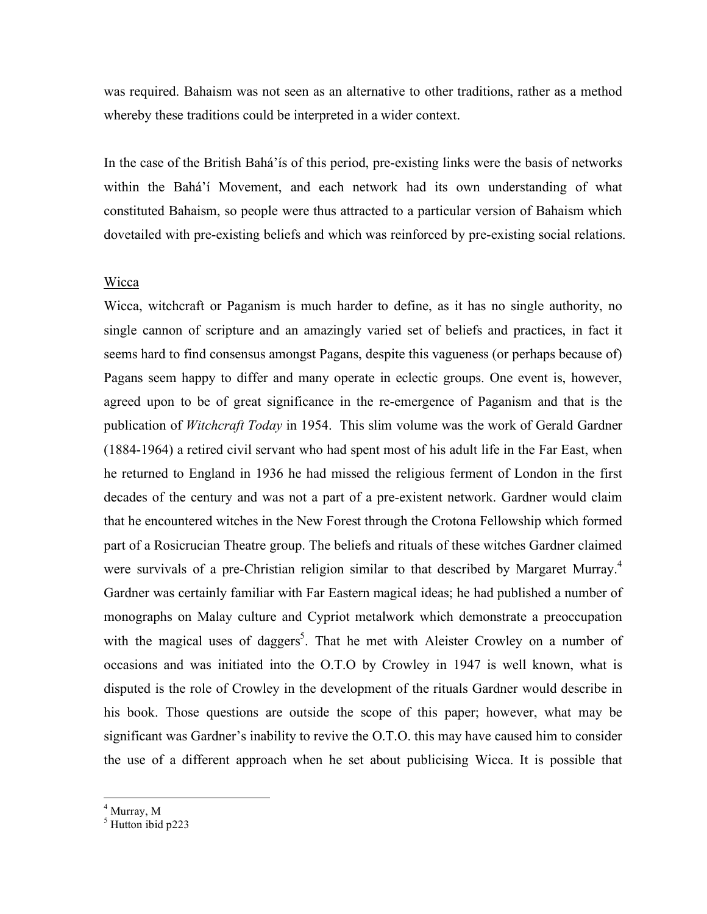was required. Bahaism was not seen as an alternative to other traditions, rather as a method whereby these traditions could be interpreted in a wider context.

In the case of the British Bahá'ís of this period, pre-existing links were the basis of networks within the Bahá'í Movement, and each network had its own understanding of what constituted Bahaism, so people were thus attracted to a particular version of Bahaism which dovetailed with pre-existing beliefs and which was reinforced by pre-existing social relations.

## Wicca

Wicca, witchcraft or Paganism is much harder to define, as it has no single authority, no single cannon of scripture and an amazingly varied set of beliefs and practices, in fact it seems hard to find consensus amongst Pagans, despite this vagueness (or perhaps because of) Pagans seem happy to differ and many operate in eclectic groups. One event is, however, agreed upon to be of great significance in the re-emergence of Paganism and that is the publication of *Witchcraft Today* in 1954. This slim volume was the work of Gerald Gardner (1884-1964) a retired civil servant who had spent most of his adult life in the Far East, when he returned to England in 1936 he had missed the religious ferment of London in the first decades of the century and was not a part of a pre-existent network. Gardner would claim that he encountered witches in the New Forest through the Crotona Fellowship which formed part of a Rosicrucian Theatre group. The beliefs and rituals of these witches Gardner claimed were survivals of a pre-Christian religion similar to that described by Margaret Murray.[4] Gardner was certainly familiar with Far Eastern magical ideas; he had published a number of monographs on Malay culture and Cypriot metalwork which demonstrate a preoccupation with the magical uses of daggers[5]. That he met with Aleister Crowley on a number of occasions and was initiated into the O.T.O by Crowley in 1947 is well known, what is disputed is the role of Crowley in the development of the rituals Gardner would describe in his book. Those questions are outside the scope of this paper; however, what may be significant was Gardner's inability to revive the O.T.O. this may have caused him to consider the use of a different approach when he set about publicising Wicca. It is possible that

[4] Murray, M

[5] Hutton ibid p223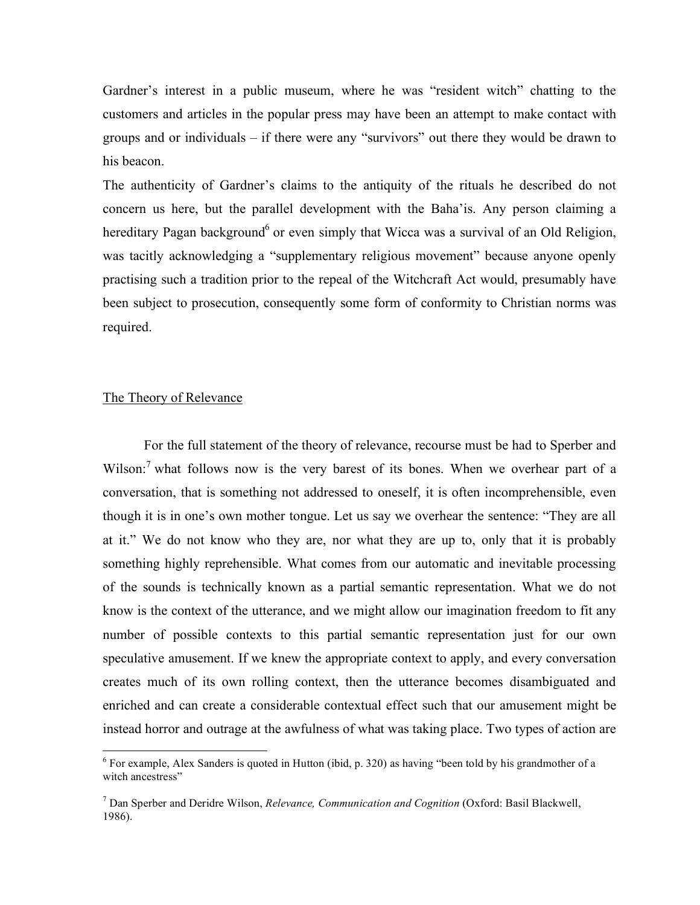Gardner's interest in a public museum, where he was "resident witch" chatting to the customers and articles in the popular press may have been an attempt to make contact with groups and or individuals – if there were any "survivors" out there they would be drawn to his beacon.

The authenticity of Gardner's claims to the antiquity of the rituals he described do not concern us here, but the parallel development with the Baha'is. Any person claiming a hereditary Pagan background[6] or even simply that Wicca was a survival of an Old Religion, was tacitly acknowledging a "supplementary religious movement" because anyone openly practising such a tradition prior to the repeal of the Witchcraft Act would, presumably have been subject to prosecution, consequently some form of conformity to Christian norms was required.

## The Theory of Relevance

For the full statement of the theory of relevance, recourse must be had to Sperber and Wilson:[7] what follows now is the very barest of its bones. When we overhear part of a conversation, that is something not addressed to oneself, it is often incomprehensible, even though it is in one's own mother tongue. Let us say we overhear the sentence: "They are all at it." We do not know who they are, nor what they are up to, only that it is probably something highly reprehensible. What comes from our automatic and inevitable processing of the sounds is technically known as a partial semantic representation. What we do not know is the context of the utterance, and we might allow our imagination freedom to fit any number of possible contexts to this partial semantic representation just for our own speculative amusement. If we knew the appropriate context to apply, and every conversation creates much of its own rolling context, then the utterance becomes disambiguated and enriched and can create a considerable contextual effect such that our amusement might be instead horror and outrage at the awfulness of what was taking place. Two types of action are

---

[6] For example, Alex Sanders is quoted in Hutton (ibid, p. 320) as having "been told by his grandmother of a witch ancestress"

[7] Dan Sperber and Deridre Wilson, *Relevance, Communication and Cognition* (Oxford: Basil Blackwell, 1986).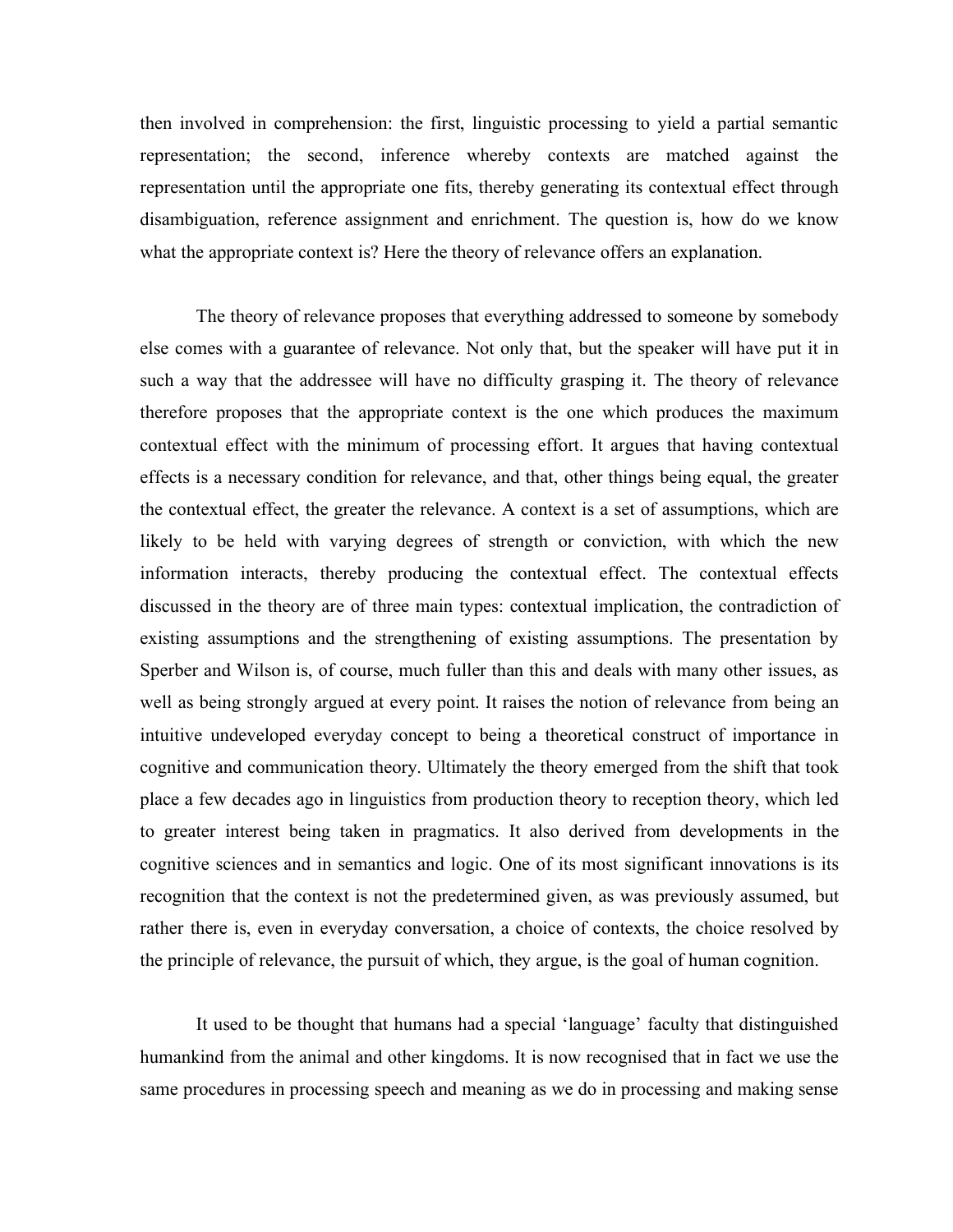then involved in comprehension: the first, linguistic processing to yield a partial semantic representation; the second, inference whereby contexts are matched against the representation until the appropriate one fits, thereby generating its contextual effect through disambiguation, reference assignment and enrichment. The question is, how do we know what the appropriate context is? Here the theory of relevance offers an explanation.

The theory of relevance proposes that everything addressed to someone by somebody else comes with a guarantee of relevance. Not only that, but the speaker will have put it in such a way that the addressee will have no difficulty grasping it. The theory of relevance therefore proposes that the appropriate context is the one which produces the maximum contextual effect with the minimum of processing effort. It argues that having contextual effects is a necessary condition for relevance, and that, other things being equal, the greater the contextual effect, the greater the relevance. A context is a set of assumptions, which are likely to be held with varying degrees of strength or conviction, with which the new information interacts, thereby producing the contextual effect. The contextual effects discussed in the theory are of three main types: contextual implication, the contradiction of existing assumptions and the strengthening of existing assumptions. The presentation by Sperber and Wilson is, of course, much fuller than this and deals with many other issues, as well as being strongly argued at every point. It raises the notion of relevance from being an intuitive undeveloped everyday concept to being a theoretical construct of importance in cognitive and communication theory. Ultimately the theory emerged from the shift that took place a few decades ago in linguistics from production theory to reception theory, which led to greater interest being taken in pragmatics. It also derived from developments in the cognitive sciences and in semantics and logic. One of its most significant innovations is its recognition that the context is not the predetermined given, as was previously assumed, but rather there is, even in everyday conversation, a choice of contexts, the choice resolved by the principle of relevance, the pursuit of which, they argue, is the goal of human cognition.

It used to be thought that humans had a special 'language' faculty that distinguished humankind from the animal and other kingdoms. It is now recognised that in fact we use the same procedures in processing speech and meaning as we do in processing and making sense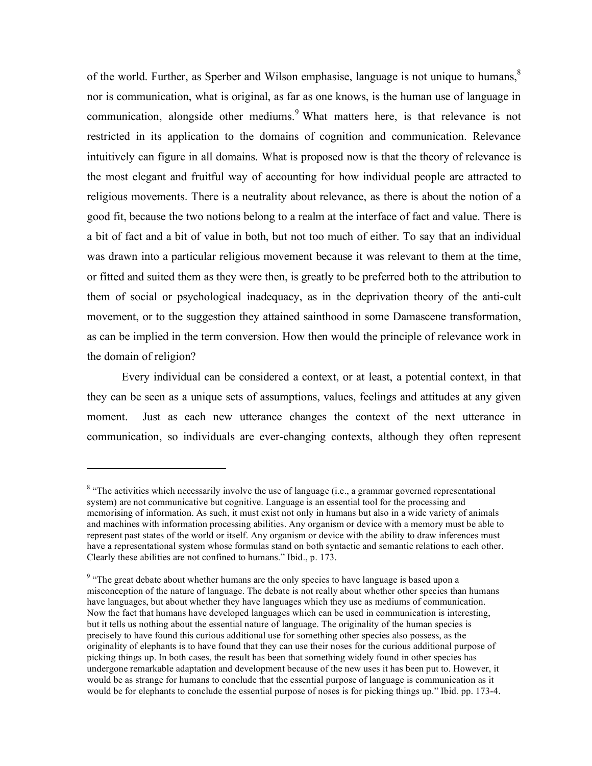of the world. Further, as Sperber and Wilson emphasise, language is not unique to humans,[8] nor is communication, what is original, as far as one knows, is the human use of language in communication, alongside other mediums.[9] What matters here, is that relevance is not restricted in its application to the domains of cognition and communication. Relevance intuitively can figure in all domains. What is proposed now is that the theory of relevance is the most elegant and fruitful way of accounting for how individual people are attracted to religious movements. There is a neutrality about relevance, as there is about the notion of a good fit, because the two notions belong to a realm at the interface of fact and value. There is a bit of fact and a bit of value in both, but not too much of either. To say that an individual was drawn into a particular religious movement because it was relevant to them at the time, or fitted and suited them as they were then, is greatly to be preferred both to the attribution to them of social or psychological inadequacy, as in the deprivation theory of the anti-cult movement, or to the suggestion they attained sainthood in some Damascene transformation, as can be implied in the term conversion. How then would the principle of relevance work in the domain of religion?

Every individual can be considered a context, or at least, a potential context, in that they can be seen as a unique sets of assumptions, values, feelings and attitudes at any given moment. Just as each new utterance changes the context of the next utterance in communication, so individuals are ever-changing contexts, although they often represent

---

[8] "The activities which necessarily involve the use of language (i.e., a grammar governed representational system) are not communicative but cognitive. Language is an essential tool for the processing and memorising of information. As such, it must exist not only in humans but also in a wide variety of animals and machines with information processing abilities. Any organism or device with a memory must be able to represent past states of the world or itself. Any organism or device with the ability to draw inferences must have a representational system whose formulas stand on both syntactic and semantic relations to each other. Clearly these abilities are not confined to humans." Ibid., p. 173.

[9] "The great debate about whether humans are the only species to have language is based upon a misconception of the nature of language. The debate is not really about whether other species than humans have languages, but about whether they have languages which they use as mediums of communication. Now the fact that humans have developed languages which can be used in communication is interesting, but it tells us nothing about the essential nature of language. The originality of the human species is precisely to have found this curious additional use for something other species also possess, as the originality of elephants is to have found that they can use their noses for the curious additional purpose of picking things up. In both cases, the result has been that something widely found in other species has undergone remarkable adaptation and development because of the new uses it has been put to. However, it would be as strange for humans to conclude that the essential purpose of language is communication as it would be for elephants to conclude the essential purpose of noses is for picking things up." Ibid. pp. 173-4.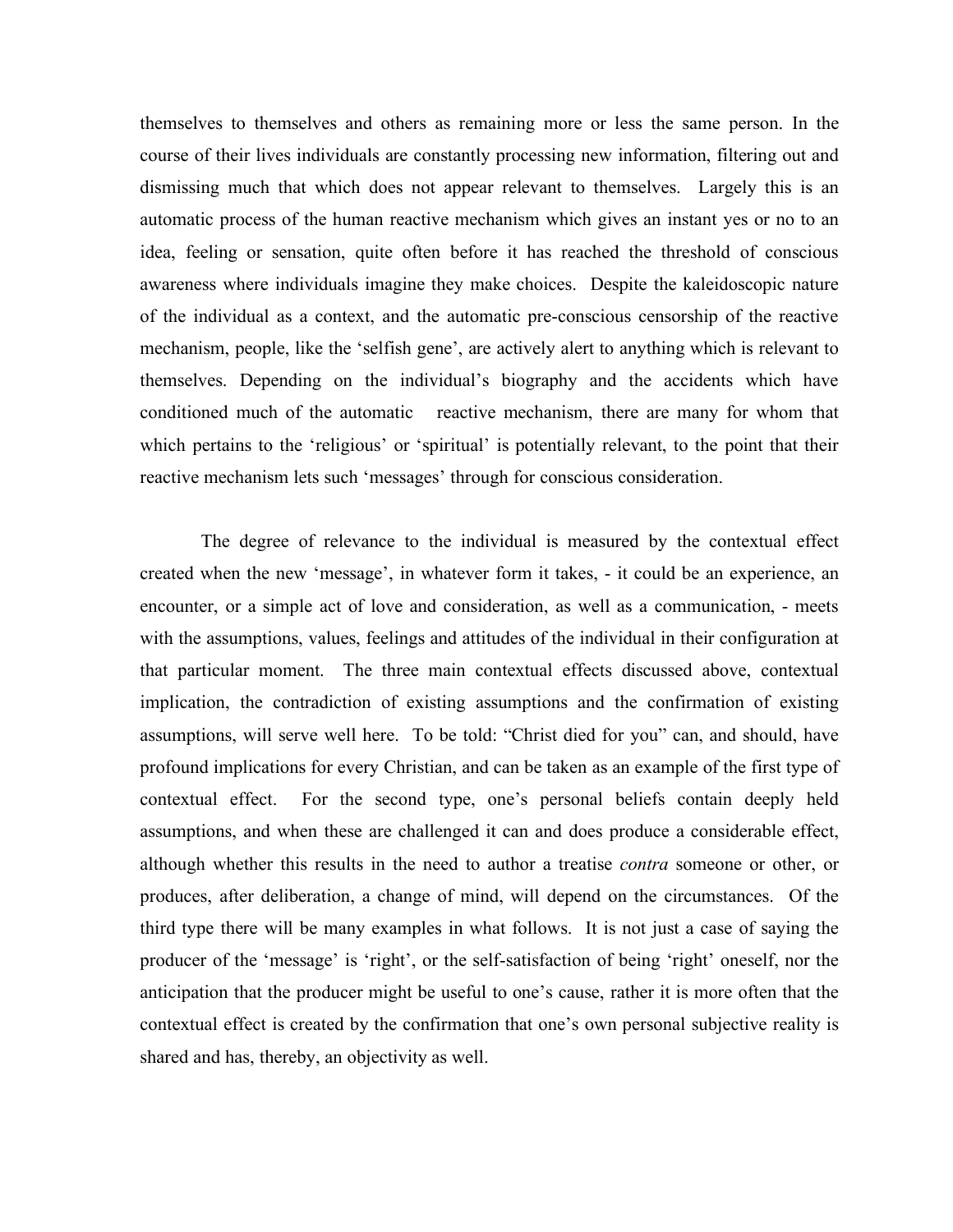themselves to themselves and others as remaining more or less the same person. In the course of their lives individuals are constantly processing new information, filtering out and dismissing much that which does not appear relevant to themselves. Largely this is an automatic process of the human reactive mechanism which gives an instant yes or no to an idea, feeling or sensation, quite often before it has reached the threshold of conscious awareness where individuals imagine they make choices. Despite the kaleidoscopic nature of the individual as a context, and the automatic pre-conscious censorship of the reactive mechanism, people, like the 'selfish gene', are actively alert to anything which is relevant to themselves. Depending on the individual's biography and the accidents which have conditioned much of the automatic reactive mechanism, there are many for whom that which pertains to the 'religious' or 'spiritual' is potentially relevant, to the point that their reactive mechanism lets such 'messages' through for conscious consideration.

The degree of relevance to the individual is measured by the contextual effect created when the new 'message', in whatever form it takes, - it could be an experience, an encounter, or a simple act of love and consideration, as well as a communication, - meets with the assumptions, values, feelings and attitudes of the individual in their configuration at that particular moment. The three main contextual effects discussed above, contextual implication, the contradiction of existing assumptions and the confirmation of existing assumptions, will serve well here. To be told: "Christ died for you" can, and should, have profound implications for every Christian, and can be taken as an example of the first type of contextual effect. For the second type, one's personal beliefs contain deeply held assumptions, and when these are challenged it can and does produce a considerable effect, although whether this results in the need to author a treatise *contra* someone or other, or produces, after deliberation, a change of mind, will depend on the circumstances. Of the third type there will be many examples in what follows. It is not just a case of saying the producer of the 'message' is 'right', or the self-satisfaction of being 'right' oneself, nor the anticipation that the producer might be useful to one's cause, rather it is more often that the contextual effect is created by the confirmation that one's own personal subjective reality is shared and has, thereby, an objectivity as well.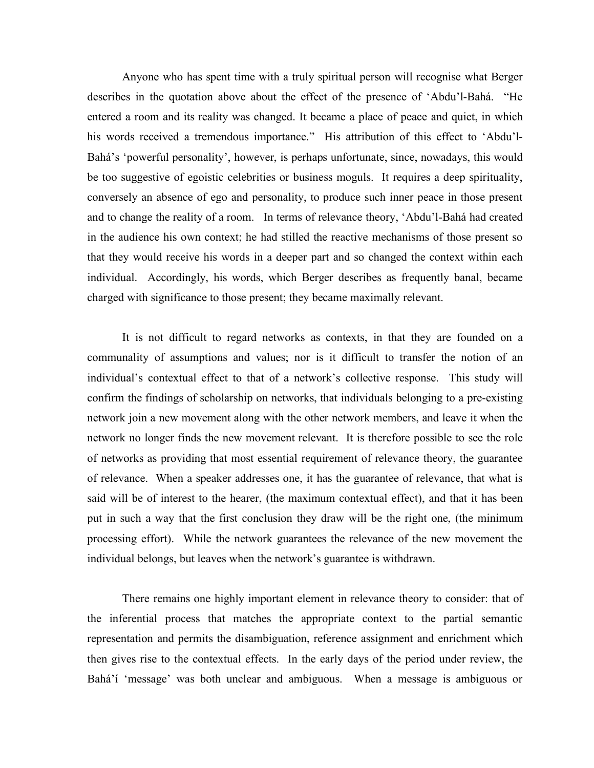Anyone who has spent time with a truly spiritual person will recognise what Berger describes in the quotation above about the effect of the presence of 'Abdu'l-Bahá. "He entered a room and its reality was changed. It became a place of peace and quiet, in which his words received a tremendous importance." His attribution of this effect to 'Abdu'l-Bahá's 'powerful personality', however, is perhaps unfortunate, since, nowadays, this would be too suggestive of egoistic celebrities or business moguls. It requires a deep spirituality, conversely an absence of ego and personality, to produce such inner peace in those present and to change the reality of a room. In terms of relevance theory, 'Abdu'l-Bahá had created in the audience his own context; he had stilled the reactive mechanisms of those present so that they would receive his words in a deeper part and so changed the context within each individual. Accordingly, his words, which Berger describes as frequently banal, became charged with significance to those present; they became maximally relevant.

It is not difficult to regard networks as contexts, in that they are founded on a communality of assumptions and values; nor is it difficult to transfer the notion of an individual's contextual effect to that of a network's collective response. This study will confirm the findings of scholarship on networks, that individuals belonging to a pre-existing network join a new movement along with the other network members, and leave it when the network no longer finds the new movement relevant. It is therefore possible to see the role of networks as providing that most essential requirement of relevance theory, the guarantee of relevance. When a speaker addresses one, it has the guarantee of relevance, that what is said will be of interest to the hearer, (the maximum contextual effect), and that it has been put in such a way that the first conclusion they draw will be the right one, (the minimum processing effort). While the network guarantees the relevance of the new movement the individual belongs, but leaves when the network's guarantee is withdrawn.

There remains one highly important element in relevance theory to consider: that of the inferential process that matches the appropriate context to the partial semantic representation and permits the disambiguation, reference assignment and enrichment which then gives rise to the contextual effects. In the early days of the period under review, the Bahá'í 'message' was both unclear and ambiguous. When a message is ambiguous or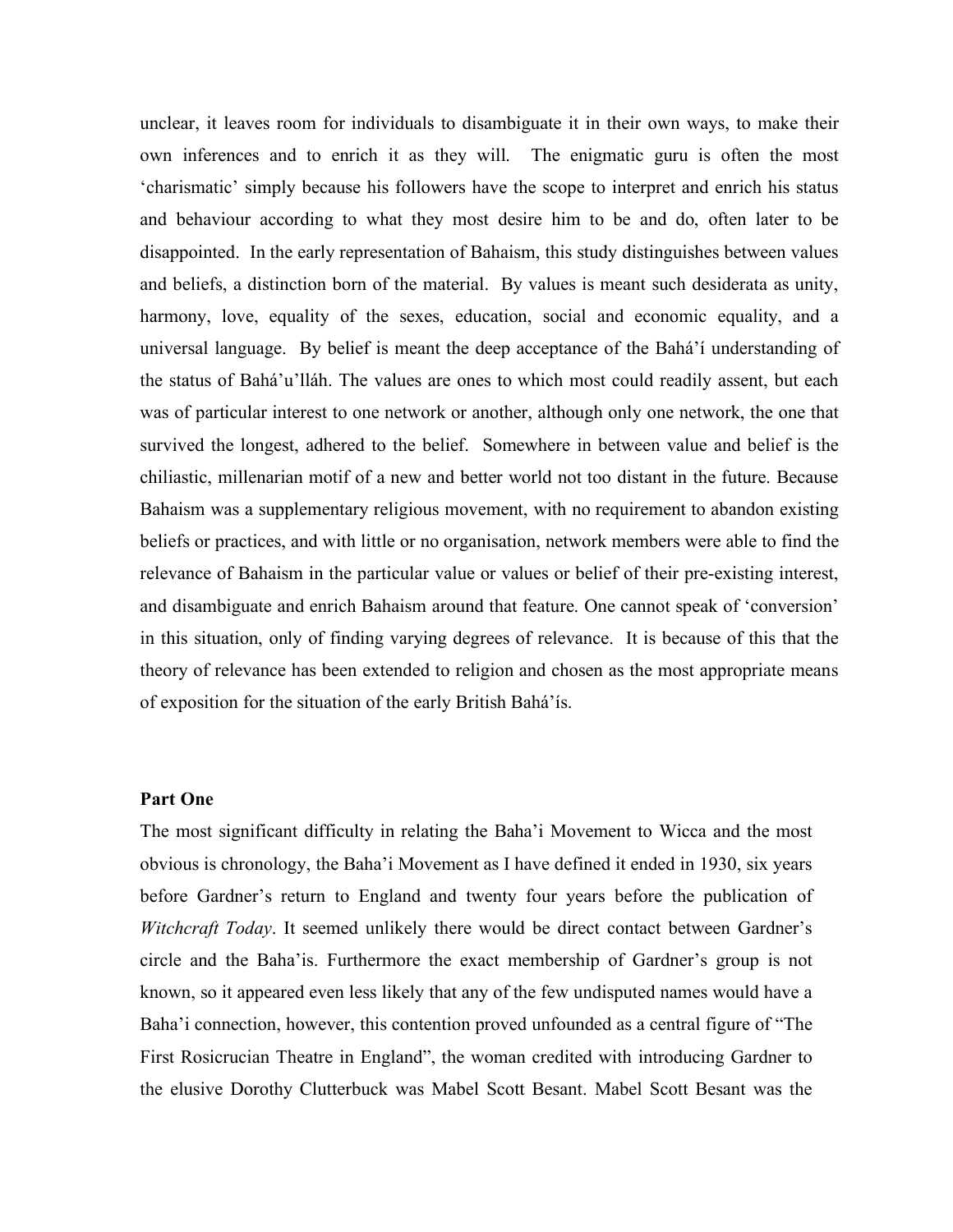unclear, it leaves room for individuals to disambiguate it in their own ways, to make their own inferences and to enrich it as they will. The enigmatic guru is often the most 'charismatic' simply because his followers have the scope to interpret and enrich his status and behaviour according to what they most desire him to be and do, often later to be disappointed. In the early representation of Bahaism, this study distinguishes between values and beliefs, a distinction born of the material. By values is meant such desiderata as unity, harmony, love, equality of the sexes, education, social and economic equality, and a universal language. By belief is meant the deep acceptance of the Bahá'í understanding of the status of Bahá'u'lláh. The values are ones to which most could readily assent, but each was of particular interest to one network or another, although only one network, the one that survived the longest, adhered to the belief. Somewhere in between value and belief is the chiliastic, millenarian motif of a new and better world not too distant in the future. Because Bahaism was a supplementary religious movement, with no requirement to abandon existing beliefs or practices, and with little or no organisation, network members were able to find the relevance of Bahaism in the particular value or values or belief of their pre-existing interest, and disambiguate and enrich Bahaism around that feature. One cannot speak of 'conversion' in this situation, only of finding varying degrees of relevance. It is because of this that the theory of relevance has been extended to religion and chosen as the most appropriate means of exposition for the situation of the early British Bahá'ís.

**Part One**

The most significant difficulty in relating the Baha'i Movement to Wicca and the most obvious is chronology, the Baha'i Movement as I have defined it ended in 1930, six years before Gardner's return to England and twenty four years before the publication of *Witchcraft Today*. It seemed unlikely there would be direct contact between Gardner's circle and the Baha'is. Furthermore the exact membership of Gardner's group is not known, so it appeared even less likely that any of the few undisputed names would have a Baha'i connection, however, this contention proved unfounded as a central figure of "The First Rosicrucian Theatre in England", the woman credited with introducing Gardner to the elusive Dorothy Clutterbuck was Mabel Scott Besant. Mabel Scott Besant was the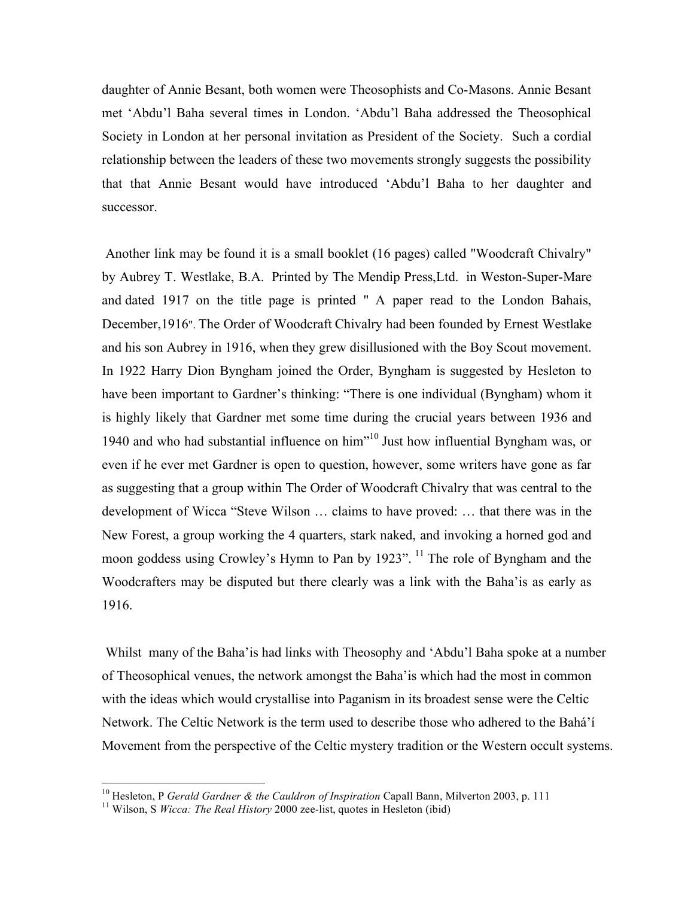daughter of Annie Besant, both women were Theosophists and Co-Masons. Annie Besant met 'Abdu'l Baha several times in London. 'Abdu'l Baha addressed the Theosophical Society in London at her personal invitation as President of the Society. Such a cordial relationship between the leaders of these two movements strongly suggests the possibility that that Annie Besant would have introduced 'Abdu'l Baha to her daughter and successor.

Another link may be found it is a small booklet (16 pages) called "Woodcraft Chivalry" by Aubrey T. Westlake, B.A. Printed by The Mendip Press,Ltd. in Weston-Super-Mare and dated 1917 on the title page is printed " A paper read to the London Bahais, December,1916". The Order of Woodcraft Chivalry had been founded by Ernest Westlake and his son Aubrey in 1916, when they grew disillusioned with the Boy Scout movement. In 1922 Harry Dion Byngham joined the Order, Byngham is suggested by Hesleton to have been important to Gardner's thinking: "There is one individual (Byngham) whom it is highly likely that Gardner met some time during the crucial years between 1936 and 1940 and who had substantial influence on him"[10] Just how influential Byngham was, or even if he ever met Gardner is open to question, however, some writers have gone as far as suggesting that a group within The Order of Woodcraft Chivalry that was central to the development of Wicca "Steve Wilson … claims to have proved: … that there was in the New Forest, a group working the 4 quarters, stark naked, and invoking a horned god and moon goddess using Crowley's Hymn to Pan by 1923". [11] The role of Byngham and the Woodcrafters may be disputed but there clearly was a link with the Baha'is as early as 1916.

Whilst many of the Baha'is had links with Theosophy and 'Abdu'l Baha spoke at a number of Theosophical venues, the network amongst the Baha'is which had the most in common with the ideas which would crystallise into Paganism in its broadest sense were the Celtic Network. The Celtic Network is the term used to describe those who adhered to the Bahá'í Movement from the perspective of the Celtic mystery tradition or the Western occult systems.

---

[10] Hesleton, P *Gerald Gardner & the Cauldron of Inspiration* Capall Bann, Milverton 2003, p. 111

[11] Wilson, S *Wicca: The Real History* 2000 zee-list, quotes in Hesleton (ibid)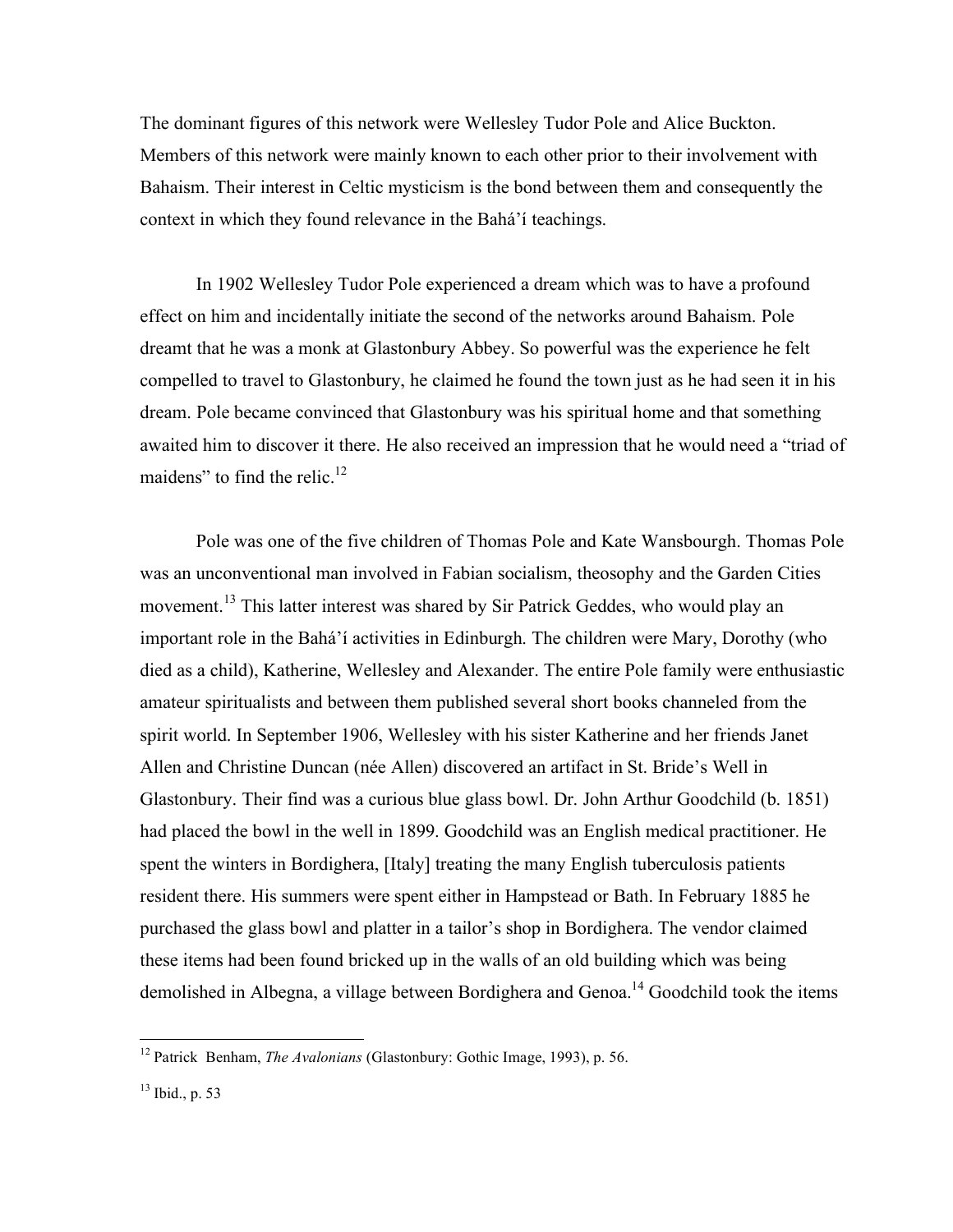The dominant figures of this network were Wellesley Tudor Pole and Alice Buckton. Members of this network were mainly known to each other prior to their involvement with Bahaism. Their interest in Celtic mysticism is the bond between them and consequently the context in which they found relevance in the Bahá'í teachings.

In 1902 Wellesley Tudor Pole experienced a dream which was to have a profound effect on him and incidentally initiate the second of the networks around Bahaism. Pole dreamt that he was a monk at Glastonbury Abbey. So powerful was the experience he felt compelled to travel to Glastonbury, he claimed he found the town just as he had seen it in his dream. Pole became convinced that Glastonbury was his spiritual home and that something awaited him to discover it there. He also received an impression that he would need a "triad of maidens" to find the relic.[12]

Pole was one of the five children of Thomas Pole and Kate Wansbourgh. Thomas Pole was an unconventional man involved in Fabian socialism, theosophy and the Garden Cities movement.[13] This latter interest was shared by Sir Patrick Geddes, who would play an important role in the Bahá'í activities in Edinburgh. The children were Mary, Dorothy (who died as a child), Katherine, Wellesley and Alexander. The entire Pole family were enthusiastic amateur spiritualists and between them published several short books channeled from the spirit world. In September 1906, Wellesley with his sister Katherine and her friends Janet Allen and Christine Duncan (née Allen) discovered an artifact in St. Bride's Well in Glastonbury. Their find was a curious blue glass bowl. Dr. John Arthur Goodchild (b. 1851) had placed the bowl in the well in 1899. Goodchild was an English medical practitioner. He spent the winters in Bordighera, [Italy] treating the many English tuberculosis patients resident there. His summers were spent either in Hampstead or Bath. In February 1885 he purchased the glass bowl and platter in a tailor's shop in Bordighera. The vendor claimed these items had been found bricked up in the walls of an old building which was being demolished in Albegna, a village between Bordighera and Genoa.[14] Goodchild took the items

---

[12] Patrick Benham, *The Avalonians* (Glastonbury: Gothic Image, 1993), p. 56.

[13] Ibid., p. 53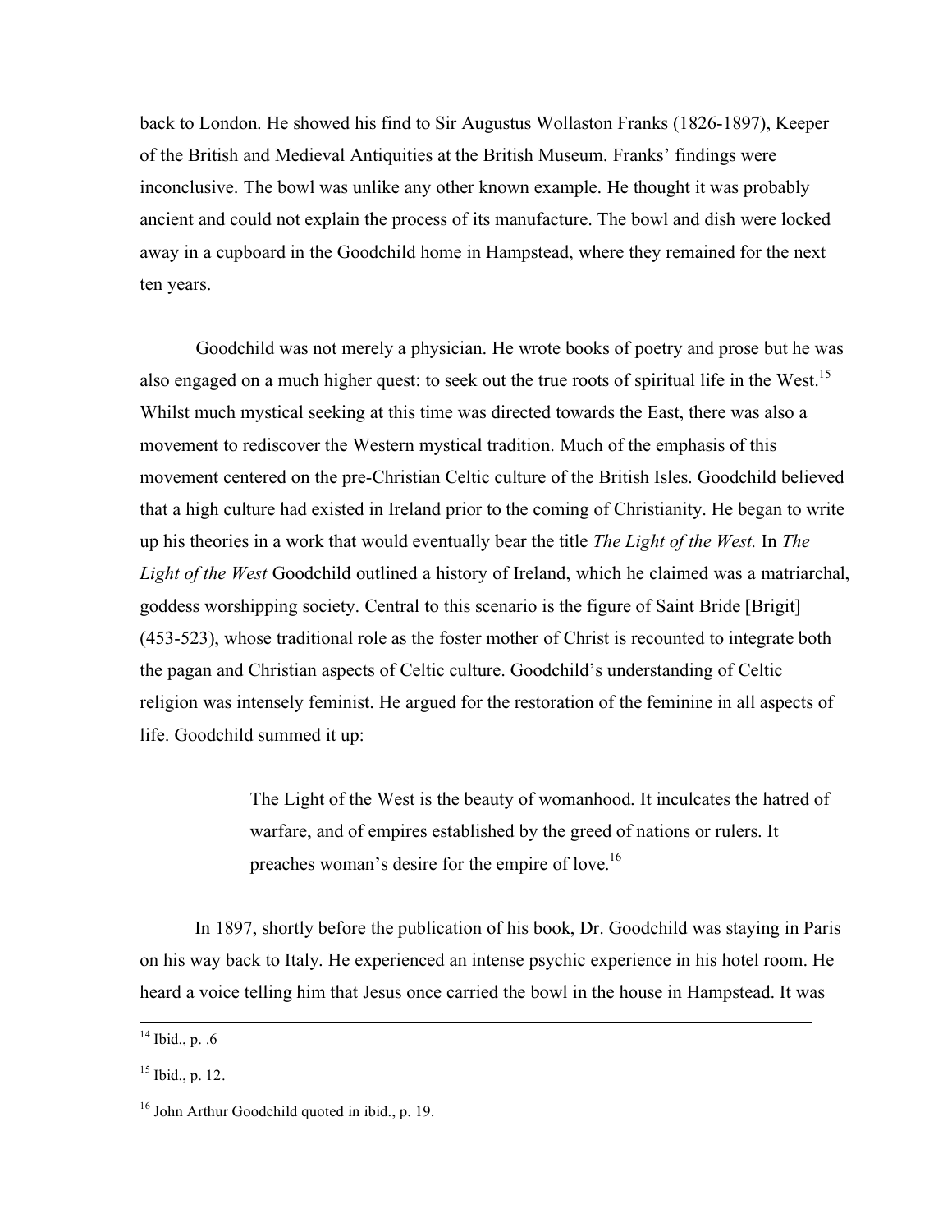back to London. He showed his find to Sir Augustus Wollaston Franks (1826-1897), Keeper of the British and Medieval Antiquities at the British Museum. Franks' findings were inconclusive. The bowl was unlike any other known example. He thought it was probably ancient and could not explain the process of its manufacture. The bowl and dish were locked away in a cupboard in the Goodchild home in Hampstead, where they remained for the next ten years.

Goodchild was not merely a physician. He wrote books of poetry and prose but he was also engaged on a much higher quest: to seek out the true roots of spiritual life in the West.[15] Whilst much mystical seeking at this time was directed towards the East, there was also a movement to rediscover the Western mystical tradition. Much of the emphasis of this movement centered on the pre-Christian Celtic culture of the British Isles. Goodchild believed that a high culture had existed in Ireland prior to the coming of Christianity. He began to write up his theories in a work that would eventually bear the title *The Light of the West.* In *The Light of the West* Goodchild outlined a history of Ireland, which he claimed was a matriarchal, goddess worshipping society. Central to this scenario is the figure of Saint Bride [Brigit] (453-523), whose traditional role as the foster mother of Christ is recounted to integrate both the pagan and Christian aspects of Celtic culture. Goodchild's understanding of Celtic religion was intensely feminist. He argued for the restoration of the feminine in all aspects of life. Goodchild summed it up:

> The Light of the West is the beauty of womanhood. It inculcates the hatred of warfare, and of empires established by the greed of nations or rulers. It preaches woman's desire for the empire of love.[16]

In 1897, shortly before the publication of his book, Dr. Goodchild was staying in Paris on his way back to Italy. He experienced an intense psychic experience in his hotel room. He heard a voice telling him that Jesus once carried the bowl in the house in Hampstead. It was

---

[14] Ibid., p. .6

[15] Ibid., p. 12.

[16] John Arthur Goodchild quoted in ibid., p. 19.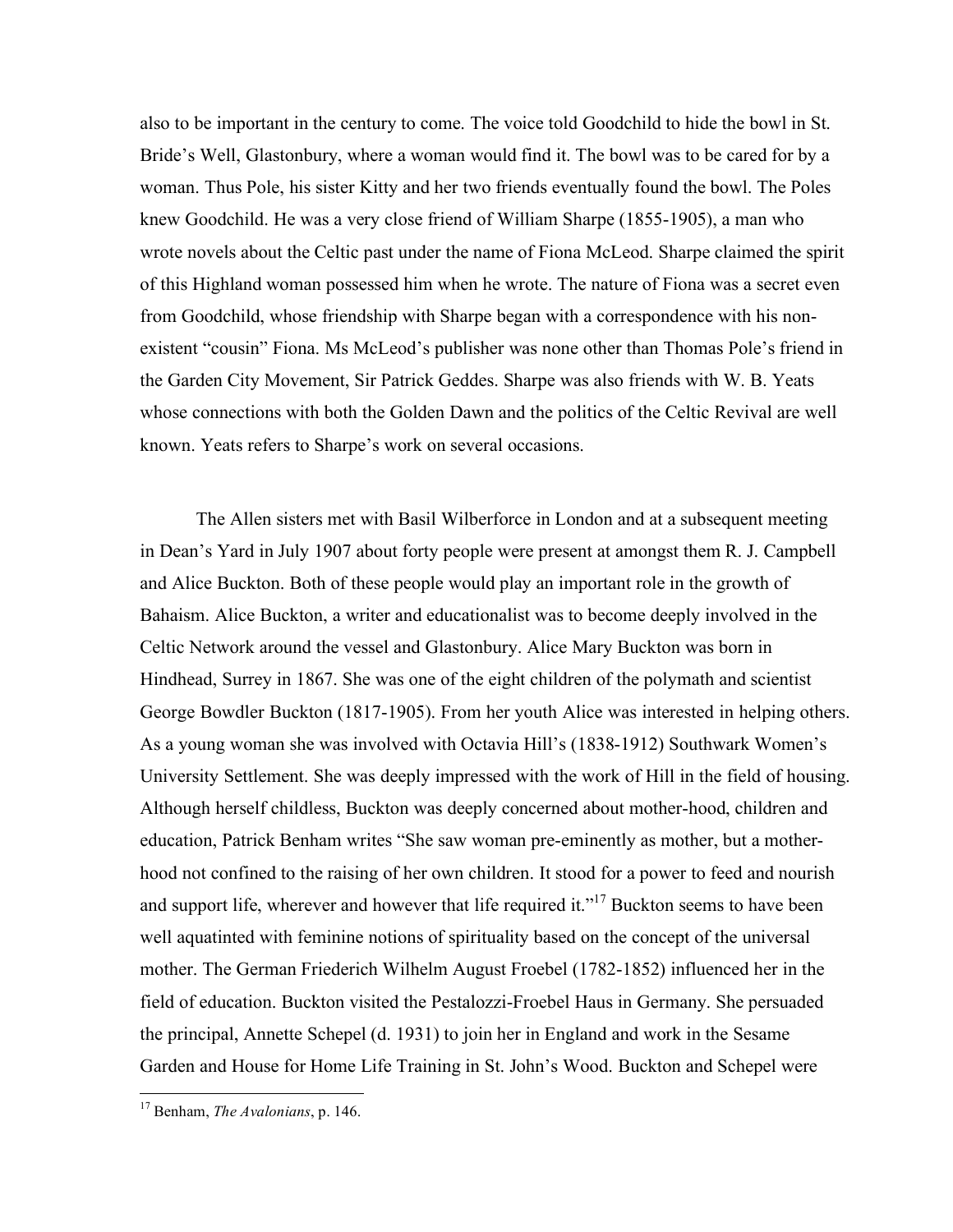also to be important in the century to come. The voice told Goodchild to hide the bowl in St. Bride's Well, Glastonbury, where a woman would find it. The bowl was to be cared for by a woman. Thus Pole, his sister Kitty and her two friends eventually found the bowl. The Poles knew Goodchild. He was a very close friend of William Sharpe (1855-1905), a man who wrote novels about the Celtic past under the name of Fiona McLeod. Sharpe claimed the spirit of this Highland woman possessed him when he wrote. The nature of Fiona was a secret even from Goodchild, whose friendship with Sharpe began with a correspondence with his non-existent "cousin" Fiona. Ms McLeod's publisher was none other than Thomas Pole's friend in the Garden City Movement, Sir Patrick Geddes. Sharpe was also friends with W. B. Yeats whose connections with both the Golden Dawn and the politics of the Celtic Revival are well known. Yeats refers to Sharpe's work on several occasions.

The Allen sisters met with Basil Wilberforce in London and at a subsequent meeting in Dean's Yard in July 1907 about forty people were present at amongst them R. J. Campbell and Alice Buckton. Both of these people would play an important role in the growth of Bahaism. Alice Buckton, a writer and educationalist was to become deeply involved in the Celtic Network around the vessel and Glastonbury. Alice Mary Buckton was born in Hindhead, Surrey in 1867. She was one of the eight children of the polymath and scientist George Bowdler Buckton (1817-1905). From her youth Alice was interested in helping others. As a young woman she was involved with Octavia Hill's (1838-1912) Southwark Women's University Settlement. She was deeply impressed with the work of Hill in the field of housing. Although herself childless, Buckton was deeply concerned about mother-hood, children and education, Patrick Benham writes "She saw woman pre-eminently as mother, but a mother-hood not confined to the raising of her own children. It stood for a power to feed and nourish and support life, wherever and however that life required it."[17] Buckton seems to have been well aquatinted with feminine notions of spirituality based on the concept of the universal mother. The German Friederich Wilhelm August Froebel (1782-1852) influenced her in the field of education. Buckton visited the Pestalozzi-Froebel Haus in Germany. She persuaded the principal, Annette Schepel (d. 1931) to join her in England and work in the Sesame Garden and House for Home Life Training in St. John's Wood. Buckton and Schepel were

[17] Benham, *The Avalonians*, p. 146.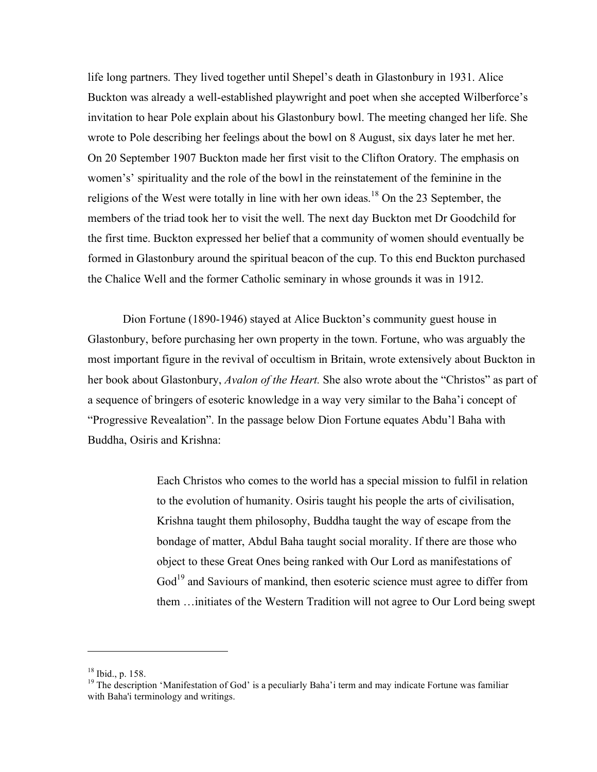life long partners. They lived together until Shepel's death in Glastonbury in 1931. Alice Buckton was already a well-established playwright and poet when she accepted Wilberforce's invitation to hear Pole explain about his Glastonbury bowl. The meeting changed her life. She wrote to Pole describing her feelings about the bowl on 8 August, six days later he met her. On 20 September 1907 Buckton made her first visit to the Clifton Oratory. The emphasis on women's' spirituality and the role of the bowl in the reinstatement of the feminine in the religions of the West were totally in line with her own ideas.[18] On the 23 September, the members of the triad took her to visit the well. The next day Buckton met Dr Goodchild for the first time. Buckton expressed her belief that a community of women should eventually be formed in Glastonbury around the spiritual beacon of the cup. To this end Buckton purchased the Chalice Well and the former Catholic seminary in whose grounds it was in 1912.

Dion Fortune (1890-1946) stayed at Alice Buckton's community guest house in Glastonbury, before purchasing her own property in the town. Fortune, who was arguably the most important figure in the revival of occultism in Britain, wrote extensively about Buckton in her book about Glastonbury, *Avalon of the Heart.* She also wrote about the "Christos" as part of a sequence of bringers of esoteric knowledge in a way very similar to the Baha'i concept of "Progressive Revealation". In the passage below Dion Fortune equates Abdu'l Baha with Buddha, Osiris and Krishna:

> Each Christos who comes to the world has a special mission to fulfil in relation to the evolution of humanity. Osiris taught his people the arts of civilisation, Krishna taught them philosophy, Buddha taught the way of escape from the bondage of matter, Abdul Baha taught social morality. If there are those who object to these Great Ones being ranked with Our Lord as manifestations of God[19] and Saviours of mankind, then esoteric science must agree to differ from them …initiates of the Western Tradition will not agree to Our Lord being swept

---

[18] Ibid., p. 158.

[19] The description 'Manifestation of God' is a peculiarly Baha'i term and may indicate Fortune was familiar with Baha'i terminology and writings.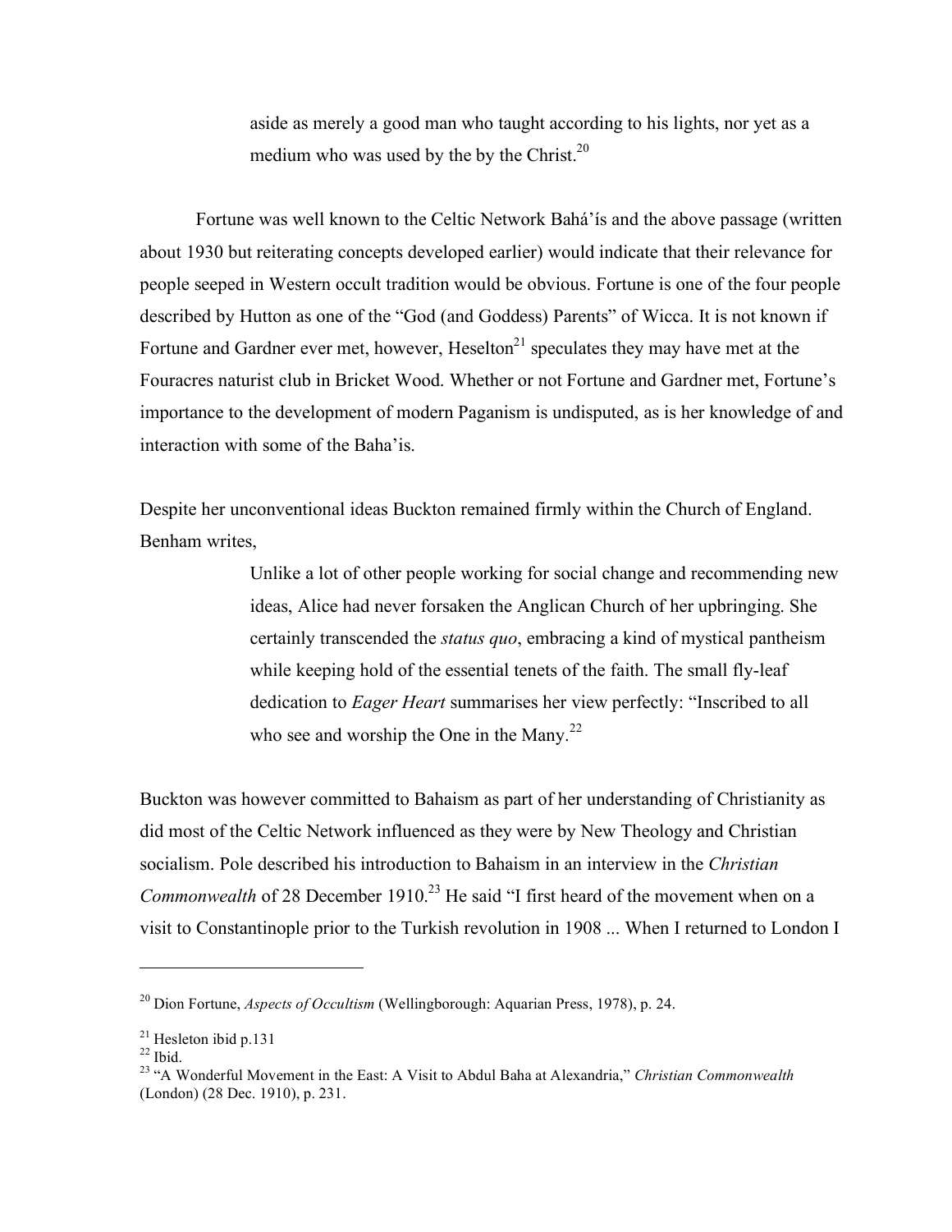> aside as merely a good man who taught according to his lights, nor yet as a medium who was used by the by the Christ.[20]

Fortune was well known to the Celtic Network Bahá'ís and the above passage (written about 1930 but reiterating concepts developed earlier) would indicate that their relevance for people seeped in Western occult tradition would be obvious. Fortune is one of the four people described by Hutton as one of the "God (and Goddess) Parents" of Wicca. It is not known if Fortune and Gardner ever met, however, Heselton[21] speculates they may have met at the Fouracres naturist club in Bricket Wood. Whether or not Fortune and Gardner met, Fortune's importance to the development of modern Paganism is undisputed, as is her knowledge of and interaction with some of the Baha'is.

Despite her unconventional ideas Buckton remained firmly within the Church of England. Benham writes,

> Unlike a lot of other people working for social change and recommending new ideas, Alice had never forsaken the Anglican Church of her upbringing. She certainly transcended the *status quo*, embracing a kind of mystical pantheism while keeping hold of the essential tenets of the faith. The small fly-leaf dedication to *Eager Heart* summarises her view perfectly: "Inscribed to all who see and worship the One in the Many.[22]

Buckton was however committed to Bahaism as part of her understanding of Christianity as did most of the Celtic Network influenced as they were by New Theology and Christian socialism. Pole described his introduction to Bahaism in an interview in the *Christian Commonwealth* of 28 December 1910.[23] He said "I first heard of the movement when on a visit to Constantinople prior to the Turkish revolution in 1908 ... When I returned to London I

---

[20] Dion Fortune, *Aspects of Occultism* (Wellingborough: Aquarian Press, 1978), p. 24.

[21] Hesleton ibid p.131

[22] Ibid.

[23] "A Wonderful Movement in the East: A Visit to Abdul Baha at Alexandria," *Christian Commonwealth* (London) (28 Dec. 1910), p. 231.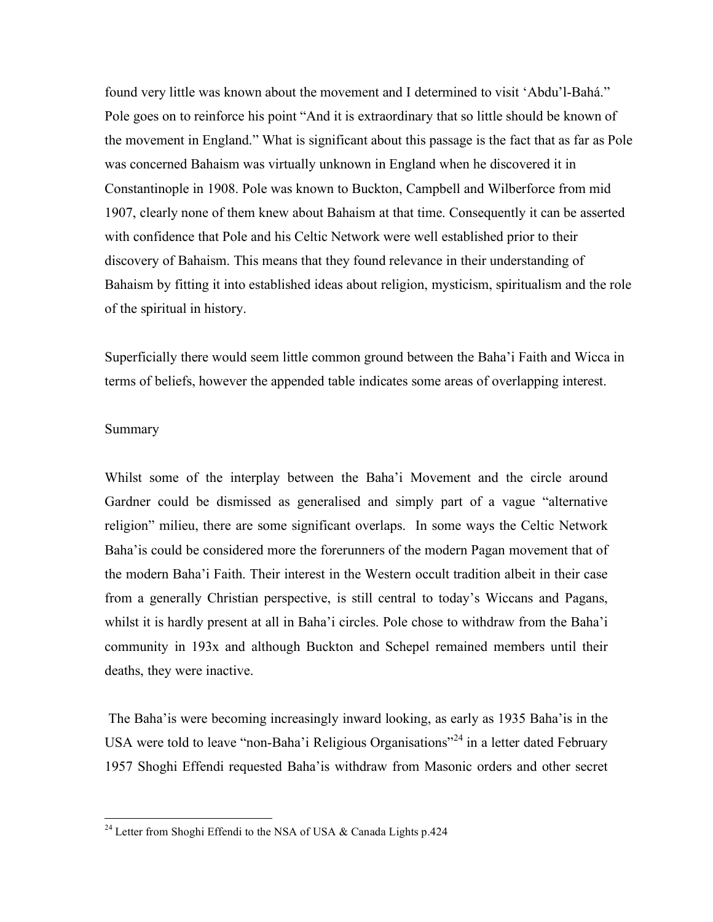found very little was known about the movement and I determined to visit 'Abdu'l-Bahá." Pole goes on to reinforce his point "And it is extraordinary that so little should be known of the movement in England." What is significant about this passage is the fact that as far as Pole was concerned Bahaism was virtually unknown in England when he discovered it in Constantinople in 1908. Pole was known to Buckton, Campbell and Wilberforce from mid 1907, clearly none of them knew about Bahaism at that time. Consequently it can be asserted with confidence that Pole and his Celtic Network were well established prior to their discovery of Bahaism. This means that they found relevance in their understanding of Bahaism by fitting it into established ideas about religion, mysticism, spiritualism and the role of the spiritual in history.

Superficially there would seem little common ground between the Baha'i Faith and Wicca in terms of beliefs, however the appended table indicates some areas of overlapping interest.

## Summary

Whilst some of the interplay between the Baha'i Movement and the circle around Gardner could be dismissed as generalised and simply part of a vague "alternative religion" milieu, there are some significant overlaps. In some ways the Celtic Network Baha'is could be considered more the forerunners of the modern Pagan movement that of the modern Baha'i Faith. Their interest in the Western occult tradition albeit in their case from a generally Christian perspective, is still central to today's Wiccans and Pagans, whilst it is hardly present at all in Baha'i circles. Pole chose to withdraw from the Baha'i community in 193x and although Buckton and Schepel remained members until their deaths, they were inactive.

The Baha'is were becoming increasingly inward looking, as early as 1935 Baha'is in the USA were told to leave "non-Baha'i Religious Organisations"[24] in a letter dated February 1957 Shoghi Effendi requested Baha'is withdraw from Masonic orders and other secret

---

[24] Letter from Shoghi Effendi to the NSA of USA & Canada Lights p.424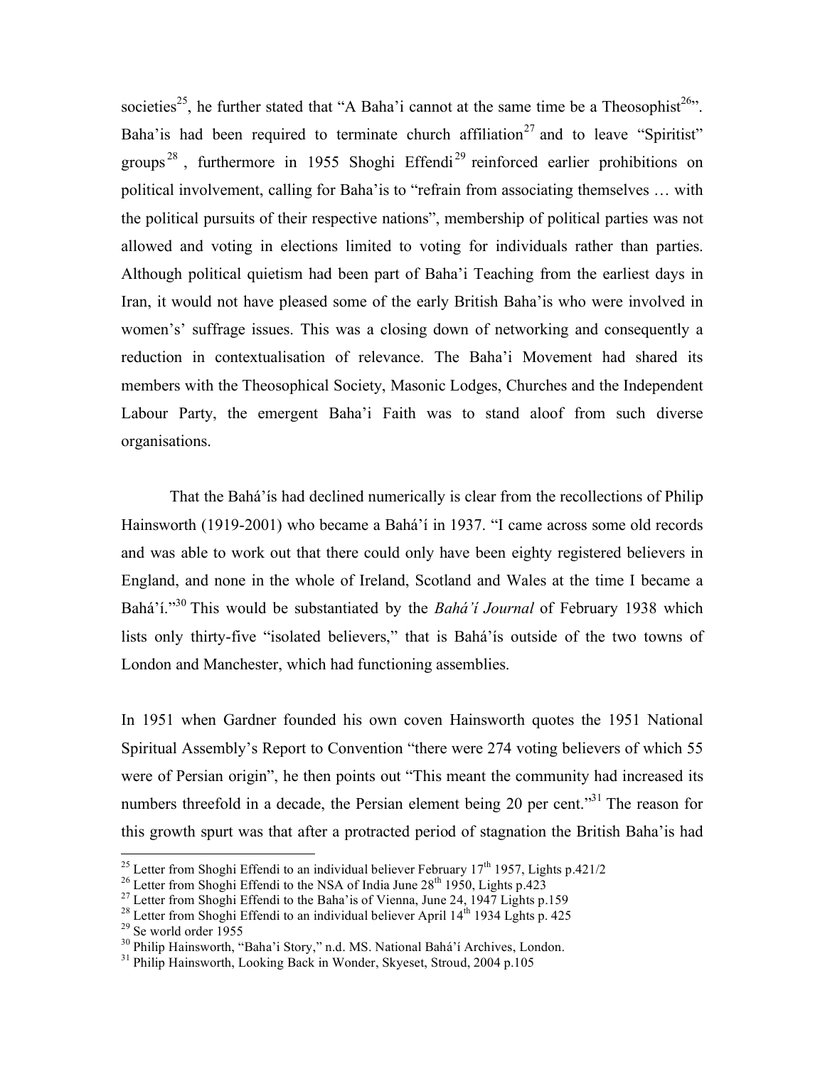societies[25], he further stated that "A Baha'i cannot at the same time be a Theosophist[26]". Baha'is had been required to terminate church affiliation[27] and to leave "Spiritist" groups[28], furthermore in 1955 Shoghi Effendi[29] reinforced earlier prohibitions on political involvement, calling for Baha'is to "refrain from associating themselves … with the political pursuits of their respective nations", membership of political parties was not allowed and voting in elections limited to voting for individuals rather than parties. Although political quietism had been part of Baha'i Teaching from the earliest days in Iran, it would not have pleased some of the early British Baha'is who were involved in women's' suffrage issues. This was a closing down of networking and consequently a reduction in contextualisation of relevance. The Baha'i Movement had shared its members with the Theosophical Society, Masonic Lodges, Churches and the Independent Labour Party, the emergent Baha'i Faith was to stand aloof from such diverse organisations.

That the Bahá'ís had declined numerically is clear from the recollections of Philip Hainsworth (1919-2001) who became a Bahá'í in 1937. "I came across some old records and was able to work out that there could only have been eighty registered believers in England, and none in the whole of Ireland, Scotland and Wales at the time I became a Bahá'í."[30] This would be substantiated by the *Bahá'í Journal* of February 1938 which lists only thirty-five "isolated believers," that is Bahá'ís outside of the two towns of London and Manchester, which had functioning assemblies.

In 1951 when Gardner founded his own coven Hainsworth quotes the 1951 National Spiritual Assembly's Report to Convention "there were 274 voting believers of which 55 were of Persian origin", he then points out "This meant the community had increased its numbers threefold in a decade, the Persian element being 20 per cent."[31] The reason for this growth spurt was that after a protracted period of stagnation the British Baha'is had

---

[25] Letter from Shoghi Effendi to an individual believer February 17th 1957, Lights p.421/2

[26] Letter from Shoghi Effendi to the NSA of India June 28th 1950, Lights p.423

[27] Letter from Shoghi Effendi to the Baha'is of Vienna, June 24, 1947 Lights p.159

[28] Letter from Shoghi Effendi to an individual believer April 14th 1934 Lghts p. 425

[29] Se world order 1955

[30] Philip Hainsworth, "Baha'i Story," n.d. MS. National Bahá'í Archives, London.

[31] Philip Hainsworth, Looking Back in Wonder, Skyeset, Stroud, 2004 p.105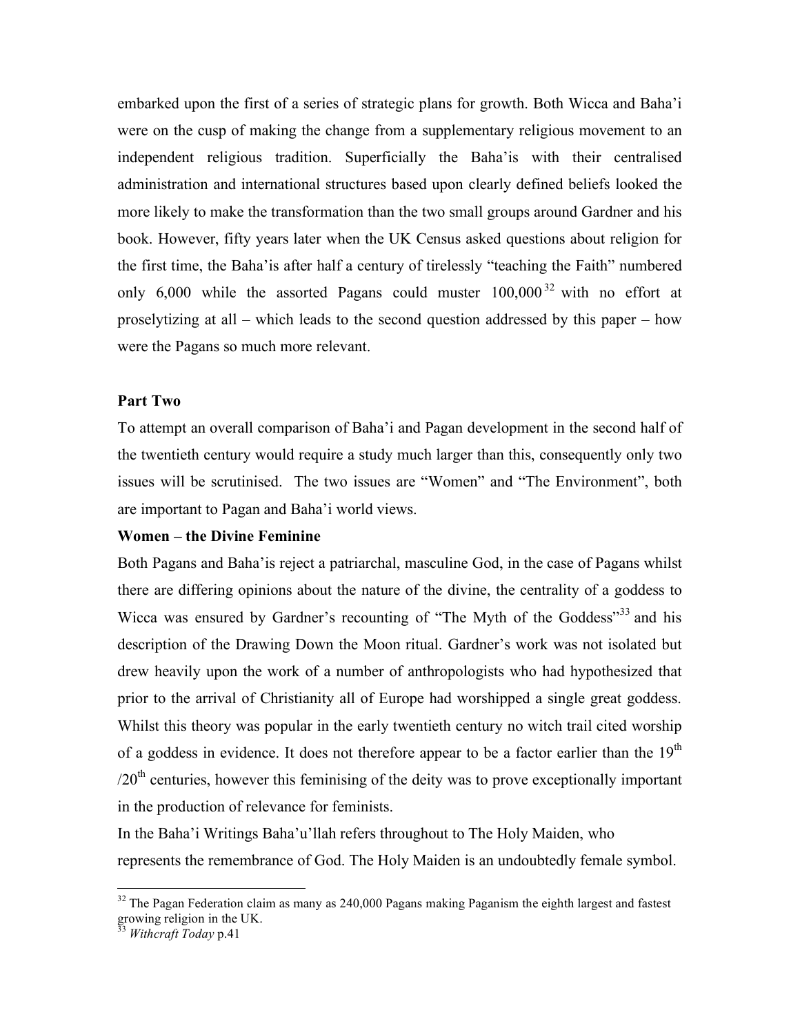embarked upon the first of a series of strategic plans for growth. Both Wicca and Baha'i were on the cusp of making the change from a supplementary religious movement to an independent religious tradition. Superficially the Baha'is with their centralised administration and international structures based upon clearly defined beliefs looked the more likely to make the transformation than the two small groups around Gardner and his book. However, fifty years later when the UK Census asked questions about religion for the first time, the Baha'is after half a century of tirelessly "teaching the Faith" numbered only 6,000 while the assorted Pagans could muster 100,000[32] with no effort at proselytizing at all – which leads to the second question addressed by this paper – how were the Pagans so much more relevant.

**Part Two**

To attempt an overall comparison of Baha'i and Pagan development in the second half of the twentieth century would require a study much larger than this, consequently only two issues will be scrutinised. The two issues are "Women" and "The Environment", both are important to Pagan and Baha'i world views.

**Women – the Divine Feminine**

Both Pagans and Baha'is reject a patriarchal, masculine God, in the case of Pagans whilst there are differing opinions about the nature of the divine, the centrality of a goddess to Wicca was ensured by Gardner's recounting of "The Myth of the Goddess"[33] and his description of the Drawing Down the Moon ritual. Gardner's work was not isolated but drew heavily upon the work of a number of anthropologists who had hypothesized that prior to the arrival of Christianity all of Europe had worshipped a single great goddess. Whilst this theory was popular in the early twentieth century no witch trail cited worship of a goddess in evidence. It does not therefore appear to be a factor earlier than the 19th /20th centuries, however this feminising of the deity was to prove exceptionally important in the production of relevance for feminists.

In the Baha'i Writings Baha'u'llah refers throughout to The Holy Maiden, who represents the remembrance of God. The Holy Maiden is an undoubtedly female symbol.

---

[32] The Pagan Federation claim as many as 240,000 Pagans making Paganism the eighth largest and fastest growing religion in the UK.

[33] *Withcraft Today* p.41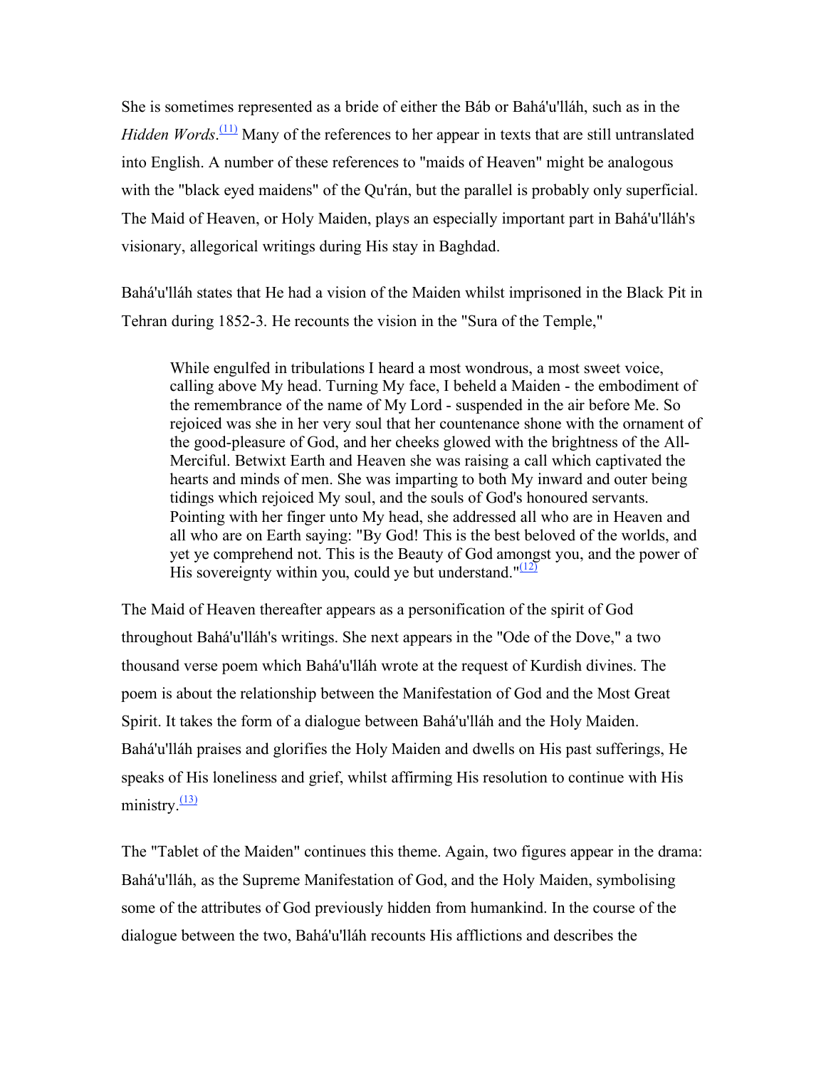She is sometimes represented as a bride of either the Báb or Bahá'u'lláh, such as in the *Hidden Words*.[(11)] Many of the references to her appear in texts that are still untranslated into English. A number of these references to "maids of Heaven" might be analogous with the "black eyed maidens" of the Qu'rán, but the parallel is probably only superficial. The Maid of Heaven, or Holy Maiden, plays an especially important part in Bahá'u'lláh's visionary, allegorical writings during His stay in Baghdad.

Bahá'u'lláh states that He had a vision of the Maiden whilst imprisoned in the Black Pit in Tehran during 1852-3. He recounts the vision in the "Sura of the Temple,"

> While engulfed in tribulations I heard a most wondrous, a most sweet voice, calling above My head. Turning My face, I beheld a Maiden - the embodiment of the remembrance of the name of My Lord - suspended in the air before Me. So rejoiced was she in her very soul that her countenance shone with the ornament of the good-pleasure of God, and her cheeks glowed with the brightness of the All-Merciful. Betwixt Earth and Heaven she was raising a call which captivated the hearts and minds of men. She was imparting to both My inward and outer being tidings which rejoiced My soul, and the souls of God's honoured servants. Pointing with her finger unto My head, she addressed all who are in Heaven and all who are on Earth saying: "By God! This is the best beloved of the worlds, and yet ye comprehend not. This is the Beauty of God amongst you, and the power of His sovereignty within you, could ye but understand."[(12)]

The Maid of Heaven thereafter appears as a personification of the spirit of God throughout Bahá'u'lláh's writings. She next appears in the "Ode of the Dove," a two thousand verse poem which Bahá'u'lláh wrote at the request of Kurdish divines. The poem is about the relationship between the Manifestation of God and the Most Great Spirit. It takes the form of a dialogue between Bahá'u'lláh and the Holy Maiden. Bahá'u'lláh praises and glorifies the Holy Maiden and dwells on His past sufferings, He speaks of His loneliness and grief, whilst affirming His resolution to continue with His ministry.[(13)]

The "Tablet of the Maiden" continues this theme. Again, two figures appear in the drama: Bahá'u'lláh, as the Supreme Manifestation of God, and the Holy Maiden, symbolising some of the attributes of God previously hidden from humankind. In the course of the dialogue between the two, Bahá'u'lláh recounts His afflictions and describes the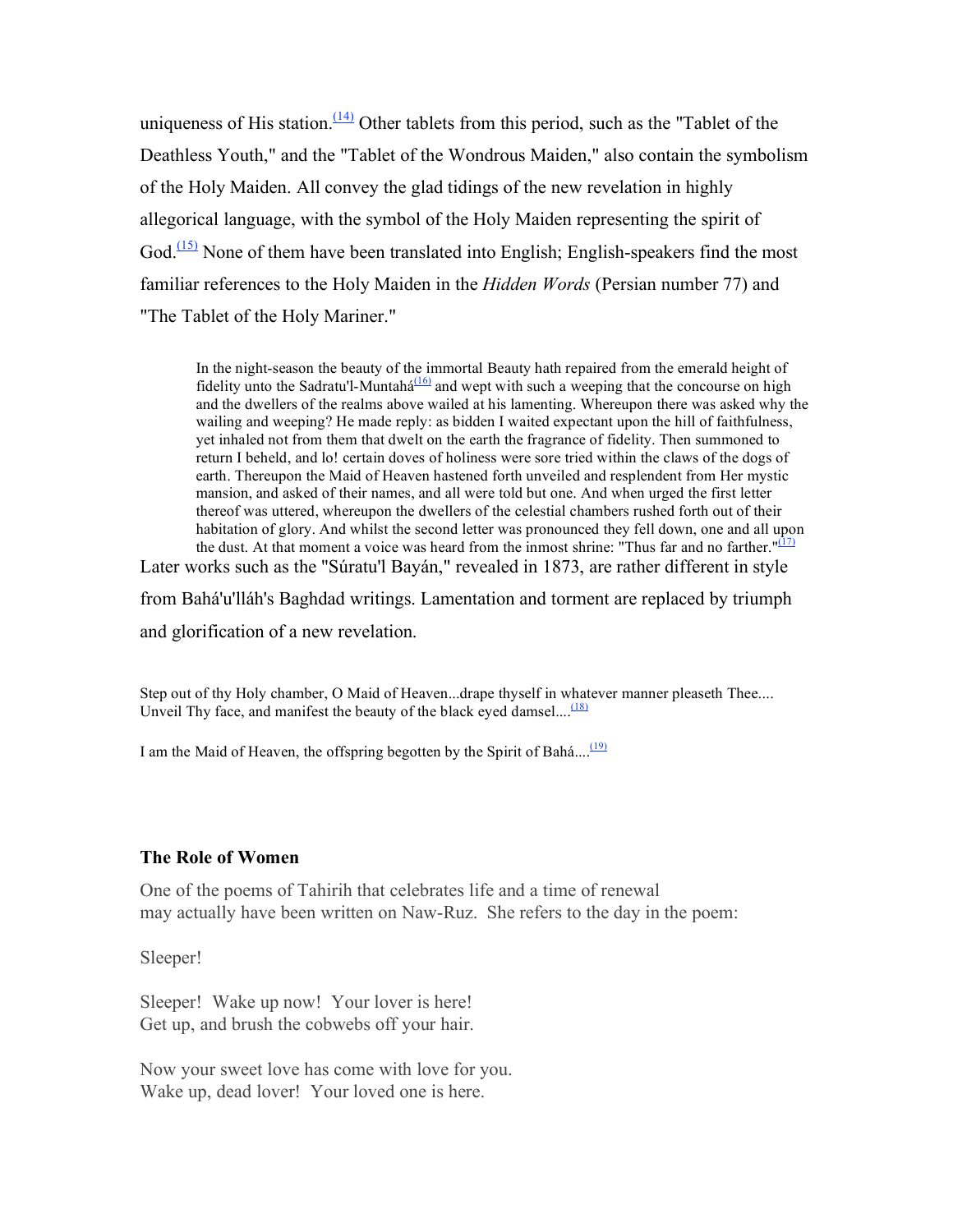uniqueness of His station.[14] Other tablets from this period, such as the "Tablet of the Deathless Youth," and the "Tablet of the Wondrous Maiden," also contain the symbolism of the Holy Maiden. All convey the glad tidings of the new revelation in highly allegorical language, with the symbol of the Holy Maiden representing the spirit of God.[15] None of them have been translated into English; English-speakers find the most familiar references to the Holy Maiden in the *Hidden Words* (Persian number 77) and "The Tablet of the Holy Mariner."

> In the night-season the beauty of the immortal Beauty hath repaired from the emerald height of fidelity unto the Sadratu'l-Muntahá[16] and wept with such a weeping that the concourse on high and the dwellers of the realms above wailed at his lamenting. Whereupon there was asked why the wailing and weeping? He made reply: as bidden I waited expectant upon the hill of faithfulness, yet inhaled not from them that dwelt on the earth the fragrance of fidelity. Then summoned to return I beheld, and lo! certain doves of holiness were sore tried within the claws of the dogs of earth. Thereupon the Maid of Heaven hastened forth unveiled and resplendent from Her mystic mansion, and asked of their names, and all were told but one. And when urged the first letter thereof was uttered, whereupon the dwellers of the celestial chambers rushed forth out of their habitation of glory. And whilst the second letter was pronounced they fell down, one and all upon the dust. At that moment a voice was heard from the inmost shrine: "Thus far and no farther."[17]

Later works such as the "Súratu'l Bayán," revealed in 1873, are rather different in style from Bahá'u'lláh's Baghdad writings. Lamentation and torment are replaced by triumph and glorification of a new revelation.

Step out of thy Holy chamber, O Maid of Heaven...drape thyself in whatever manner pleaseth Thee.... Unveil Thy face, and manifest the beauty of the black eyed damsel....[18]

I am the Maid of Heaven, the offspring begotten by the Spirit of Bahá....[19]

### The Role of Women

One of the poems of Tahirih that celebrates life and a time of renewal may actually have been written on Naw-Ruz. She refers to the day in the poem:

Sleeper!

Sleeper! Wake up now! Your lover is here!  
Get up, and brush the cobwebs off your hair.

Now your sweet love has come with love for you.  
Wake up, dead lover! Your loved one is here.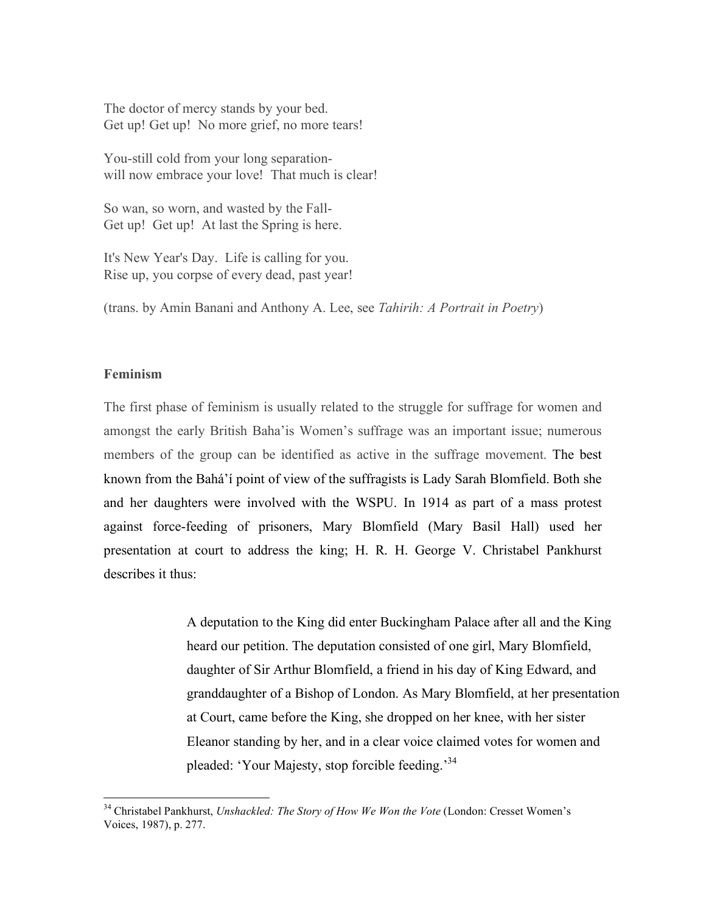The doctor of mercy stands by your bed.
Get up! Get up! No more grief, no more tears!

You-still cold from your long separation-
will now embrace your love! That much is clear!

So wan, so worn, and wasted by the Fall-
Get up! Get up! At last the Spring is here.

It's New Year's Day. Life is calling for you.
Rise up, you corpse of every dead, past year!

(trans. by Amin Banani and Anthony A. Lee, see *Tahirih: A Portrait in Poetry*)

**Feminism**

The first phase of feminism is usually related to the struggle for suffrage for women and amongst the early British Baha'is Women's suffrage was an important issue; numerous members of the group can be identified as active in the suffrage movement. The best known from the Bahá'í point of view of the suffragists is Lady Sarah Blomfield. Both she and her daughters were involved with the WSPU. In 1914 as part of a mass protest against force-feeding of prisoners, Mary Blomfield (Mary Basil Hall) used her presentation at court to address the king; H. R. H. George V. Christabel Pankhurst describes it thus:

> A deputation to the King did enter Buckingham Palace after all and the King heard our petition. The deputation consisted of one girl, Mary Blomfield, daughter of Sir Arthur Blomfield, a friend in his day of King Edward, and granddaughter of a Bishop of London. As Mary Blomfield, at her presentation at Court, came before the King, she dropped on her knee, with her sister Eleanor standing by her, and in a clear voice claimed votes for women and pleaded: 'Your Majesty, stop forcible feeding.'[34]

[34] Christabel Pankhurst, *Unshackled: The Story of How We Won the Vote* (London: Cresset Women's Voices, 1987), p. 277.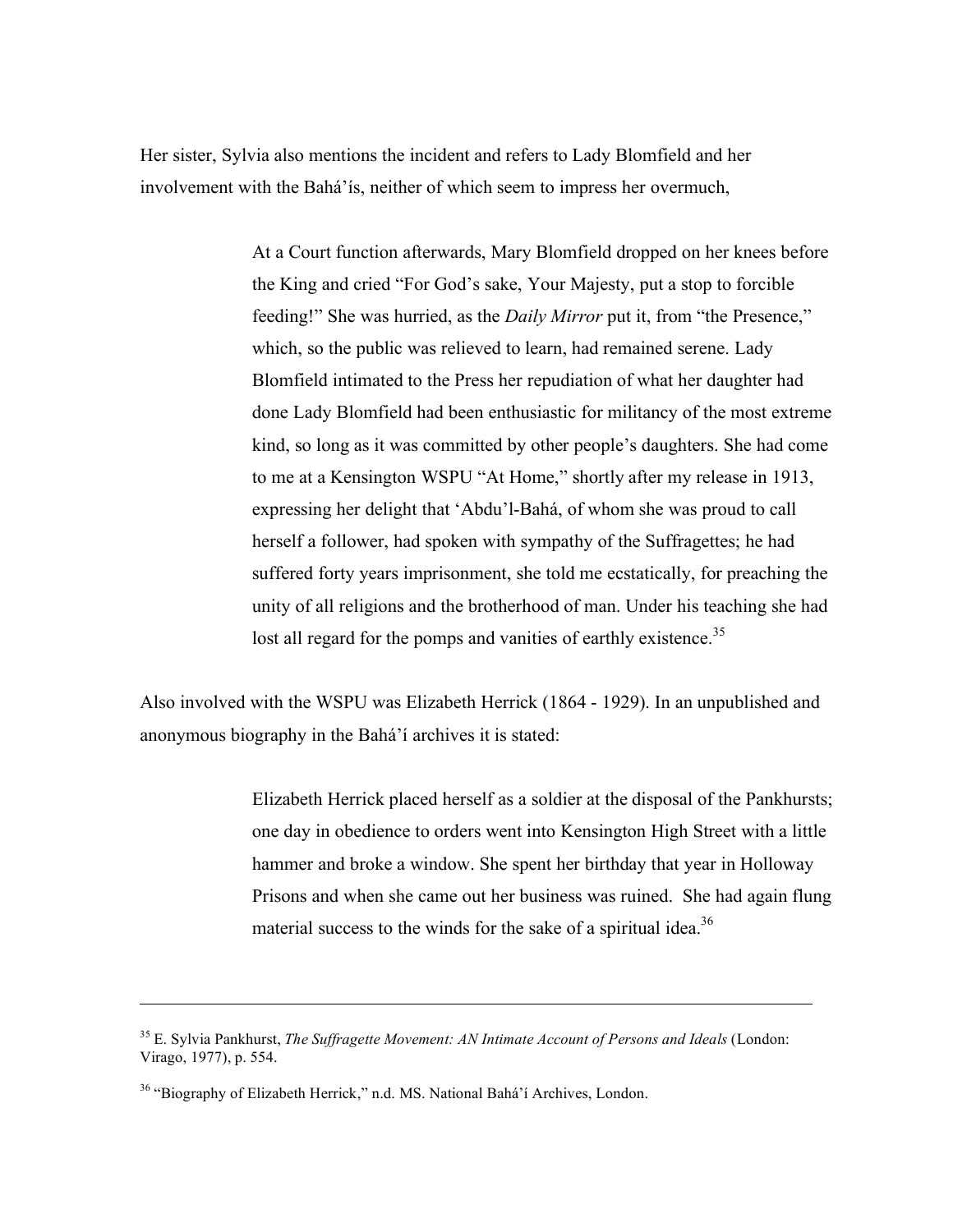Her sister, Sylvia also mentions the incident and refers to Lady Blomfield and her involvement with the Bahá'ís, neither of which seem to impress her overmuch,

> At a Court function afterwards, Mary Blomfield dropped on her knees before the King and cried "For God's sake, Your Majesty, put a stop to forcible feeding!" She was hurried, as the *Daily Mirror* put it, from "the Presence," which, so the public was relieved to learn, had remained serene. Lady Blomfield intimated to the Press her repudiation of what her daughter had done Lady Blomfield had been enthusiastic for militancy of the most extreme kind, so long as it was committed by other people's daughters. She had come to me at a Kensington WSPU "At Home," shortly after my release in 1913, expressing her delight that 'Abdu'l-Bahá, of whom she was proud to call herself a follower, had spoken with sympathy of the Suffragettes; he had suffered forty years imprisonment, she told me ecstatically, for preaching the unity of all religions and the brotherhood of man. Under his teaching she had lost all regard for the pomps and vanities of earthly existence.[35]

Also involved with the WSPU was Elizabeth Herrick (1864 - 1929). In an unpublished and anonymous biography in the Bahá'í archives it is stated:

> Elizabeth Herrick placed herself as a soldier at the disposal of the Pankhursts; one day in obedience to orders went into Kensington High Street with a little hammer and broke a window. She spent her birthday that year in Holloway Prisons and when she came out her business was ruined. She had again flung material success to the winds for the sake of a spiritual idea.[36]

---

[35] E. Sylvia Pankhurst, *The Suffragette Movement: AN Intimate Account of Persons and Ideals* (London: Virago, 1977), p. 554.

[36] "Biography of Elizabeth Herrick," n.d. MS. National Bahá'í Archives, London.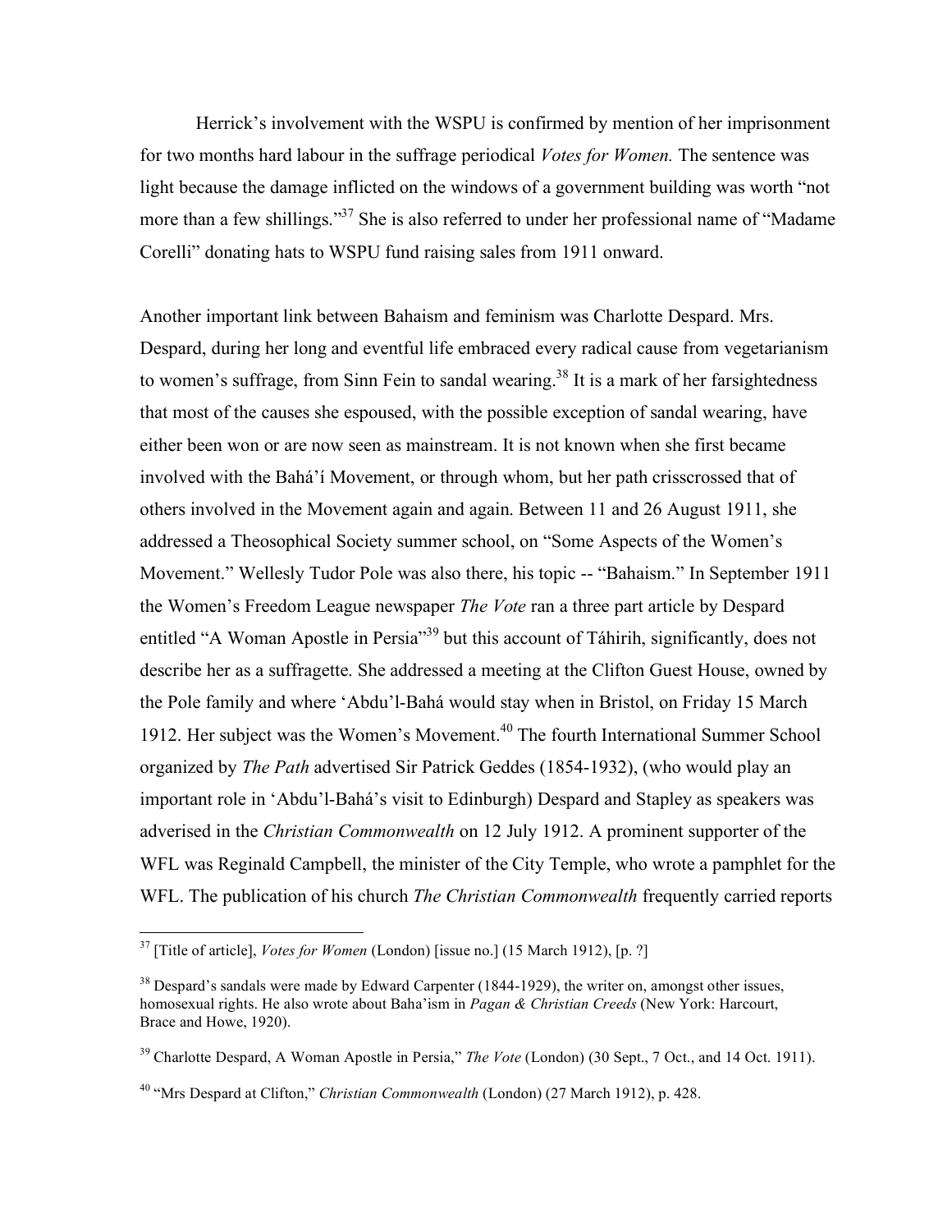Herrick's involvement with the WSPU is confirmed by mention of her imprisonment for two months hard labour in the suffrage periodical *Votes for Women.* The sentence was light because the damage inflicted on the windows of a government building was worth "not more than a few shillings."[37] She is also referred to under her professional name of "Madame Corelli" donating hats to WSPU fund raising sales from 1911 onward.

Another important link between Bahaism and feminism was Charlotte Despard. Mrs. Despard, during her long and eventful life embraced every radical cause from vegetarianism to women's suffrage, from Sinn Fein to sandal wearing.[38] It is a mark of her farsightedness that most of the causes she espoused, with the possible exception of sandal wearing, have either been won or are now seen as mainstream. It is not known when she first became involved with the Bahá'í Movement, or through whom, but her path crisscrossed that of others involved in the Movement again and again. Between 11 and 26 August 1911, she addressed a Theosophical Society summer school, on "Some Aspects of the Women's Movement." Wellesly Tudor Pole was also there, his topic -- "Bahaism." In September 1911 the Women's Freedom League newspaper *The Vote* ran a three part article by Despard entitled "A Woman Apostle in Persia"[39] but this account of Táhirih, significantly, does not describe her as a suffragette. She addressed a meeting at the Clifton Guest House, owned by the Pole family and where 'Abdu'l-Bahá would stay when in Bristol, on Friday 15 March 1912. Her subject was the Women's Movement.[40] The fourth International Summer School organized by *The Path* advertised Sir Patrick Geddes (1854-1932), (who would play an important role in 'Abdu'l-Bahá's visit to Edinburgh) Despard and Stapley as speakers was adverised in the *Christian Commonwealth* on 12 July 1912. A prominent supporter of the WFL was Reginald Campbell, the minister of the City Temple, who wrote a pamphlet for the WFL. The publication of his church *The Christian Commonwealth* frequently carried reports

---

[37] [Title of article], *Votes for Women* (London) [issue no.] (15 March 1912), [p. ?]

[38] Despard's sandals were made by Edward Carpenter (1844-1929), the writer on, amongst other issues, homosexual rights. He also wrote about Baha'ism in *Pagan & Christian Creeds* (New York: Harcourt, Brace and Howe, 1920).

[39] Charlotte Despard, A Woman Apostle in Persia," *The Vote* (London) (30 Sept., 7 Oct., and 14 Oct. 1911).

[40] "Mrs Despard at Clifton," *Christian Commonwealth* (London) (27 March 1912), p. 428.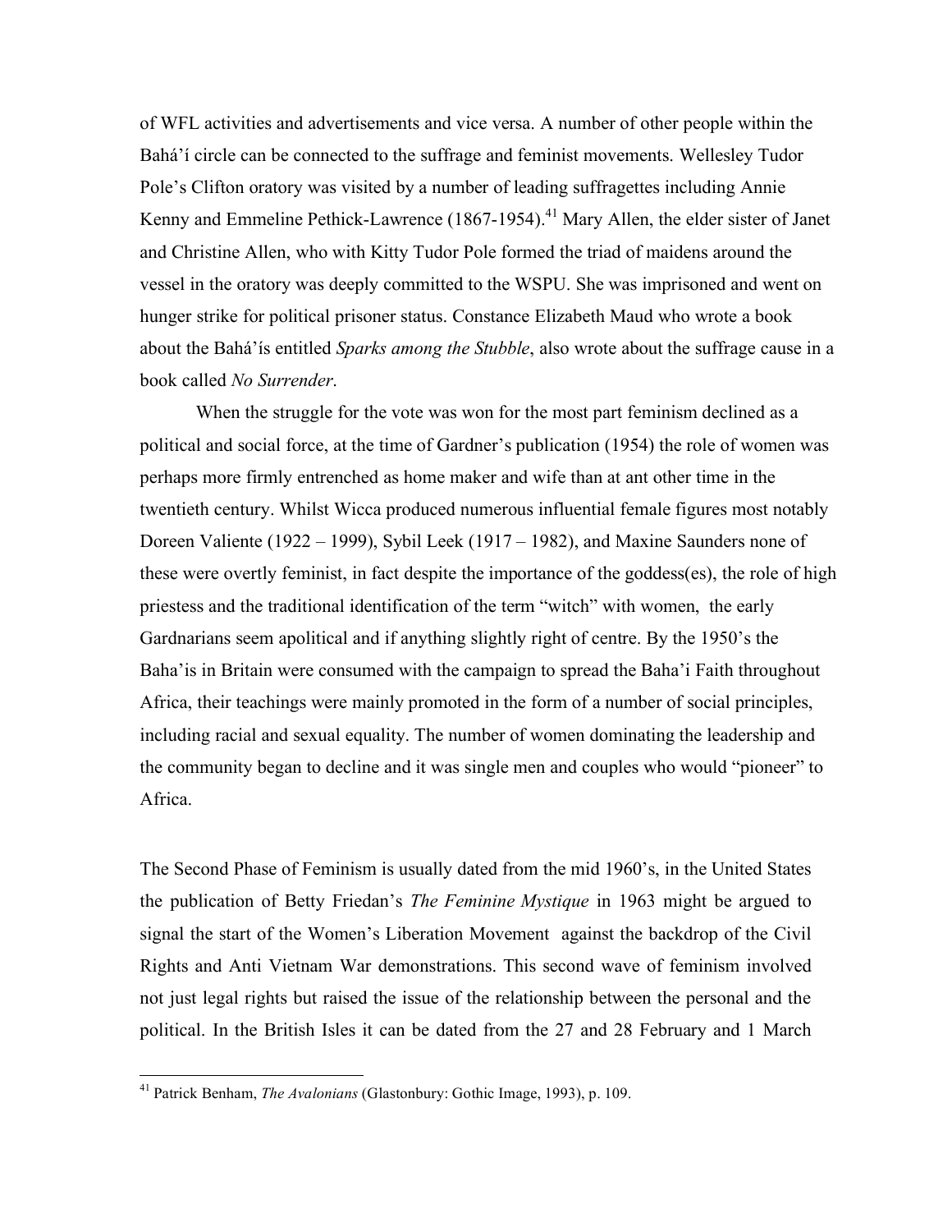of WFL activities and advertisements and vice versa. A number of other people within the Bahá'í circle can be connected to the suffrage and feminist movements. Wellesley Tudor Pole's Clifton oratory was visited by a number of leading suffragettes including Annie Kenny and Emmeline Pethick-Lawrence (1867-1954).[41] Mary Allen, the elder sister of Janet and Christine Allen, who with Kitty Tudor Pole formed the triad of maidens around the vessel in the oratory was deeply committed to the WSPU. She was imprisoned and went on hunger strike for political prisoner status. Constance Elizabeth Maud who wrote a book about the Bahá'ís entitled *Sparks among the Stubble*, also wrote about the suffrage cause in a book called *No Surrender*.

When the struggle for the vote was won for the most part feminism declined as a political and social force, at the time of Gardner's publication (1954) the role of women was perhaps more firmly entrenched as home maker and wife than at ant other time in the twentieth century. Whilst Wicca produced numerous influential female figures most notably Doreen Valiente (1922 – 1999), Sybil Leek (1917 – 1982), and Maxine Saunders none of these were overtly feminist, in fact despite the importance of the goddess(es), the role of high priestess and the traditional identification of the term "witch" with women, the early Gardnarians seem apolitical and if anything slightly right of centre. By the 1950's the Baha'is in Britain were consumed with the campaign to spread the Baha'i Faith throughout Africa, their teachings were mainly promoted in the form of a number of social principles, including racial and sexual equality. The number of women dominating the leadership and the community began to decline and it was single men and couples who would "pioneer" to Africa.

The Second Phase of Feminism is usually dated from the mid 1960's, in the United States the publication of Betty Friedan's *The Feminine Mystique* in 1963 might be argued to signal the start of the Women's Liberation Movement against the backdrop of the Civil Rights and Anti Vietnam War demonstrations. This second wave of feminism involved not just legal rights but raised the issue of the relationship between the personal and the political. In the British Isles it can be dated from the 27 and 28 February and 1 March

---

[41] Patrick Benham, *The Avalonians* (Glastonbury: Gothic Image, 1993), p. 109.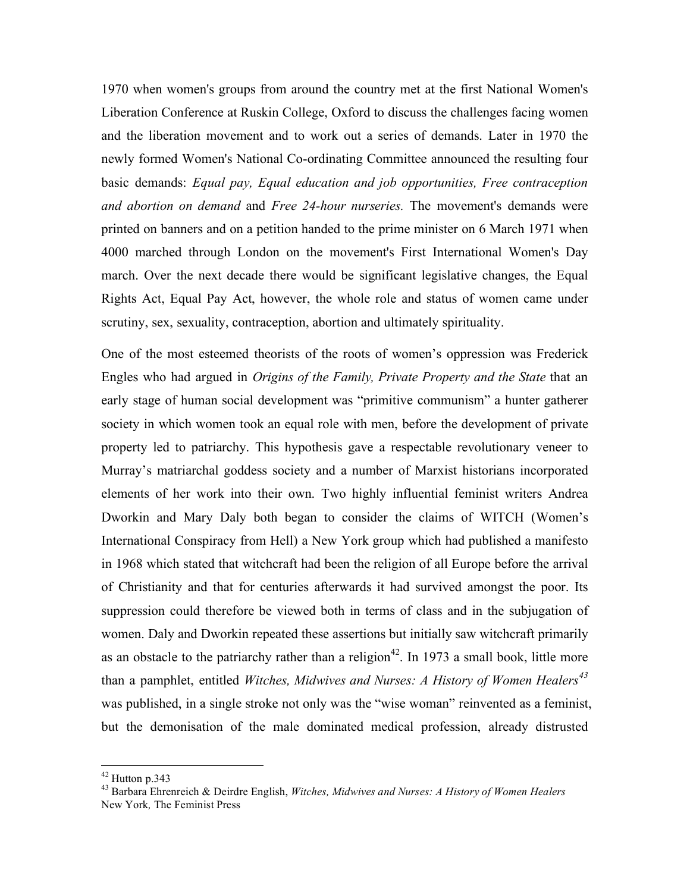1970 when women's groups from around the country met at the first National Women's Liberation Conference at Ruskin College, Oxford to discuss the challenges facing women and the liberation movement and to work out a series of demands. Later in 1970 the newly formed Women's National Co-ordinating Committee announced the resulting four basic demands: *Equal pay, Equal education and job opportunities, Free contraception and abortion on demand* and *Free 24-hour nurseries.* The movement's demands were printed on banners and on a petition handed to the prime minister on 6 March 1971 when 4000 marched through London on the movement's First International Women's Day march. Over the next decade there would be significant legislative changes, the Equal Rights Act, Equal Pay Act, however, the whole role and status of women came under scrutiny, sex, sexuality, contraception, abortion and ultimately spirituality.

One of the most esteemed theorists of the roots of women's oppression was Frederick Engles who had argued in *Origins of the Family, Private Property and the State* that an early stage of human social development was "primitive communism" a hunter gatherer society in which women took an equal role with men, before the development of private property led to patriarchy. This hypothesis gave a respectable revolutionary veneer to Murray's matriarchal goddess society and a number of Marxist historians incorporated elements of her work into their own. Two highly influential feminist writers Andrea Dworkin and Mary Daly both began to consider the claims of WITCH (Women's International Conspiracy from Hell) a New York group which had published a manifesto in 1968 which stated that witchcraft had been the religion of all Europe before the arrival of Christianity and that for centuries afterwards it had survived amongst the poor. Its suppression could therefore be viewed both in terms of class and in the subjugation of women. Daly and Dworkin repeated these assertions but initially saw witchcraft primarily as an obstacle to the patriarchy rather than a religion[42]. In 1973 a small book, little more than a pamphlet, entitled *Witches, Midwives and Nurses: A History of Women Healers*[43] was published, in a single stroke not only was the "wise woman" reinvented as a feminist, but the demonisation of the male dominated medical profession, already distrusted

---

[42] Hutton p.343

[43] Barbara Ehrenreich & Deirdre English, *Witches, Midwives and Nurses: A History of Women Healers* New York, The Feminist Press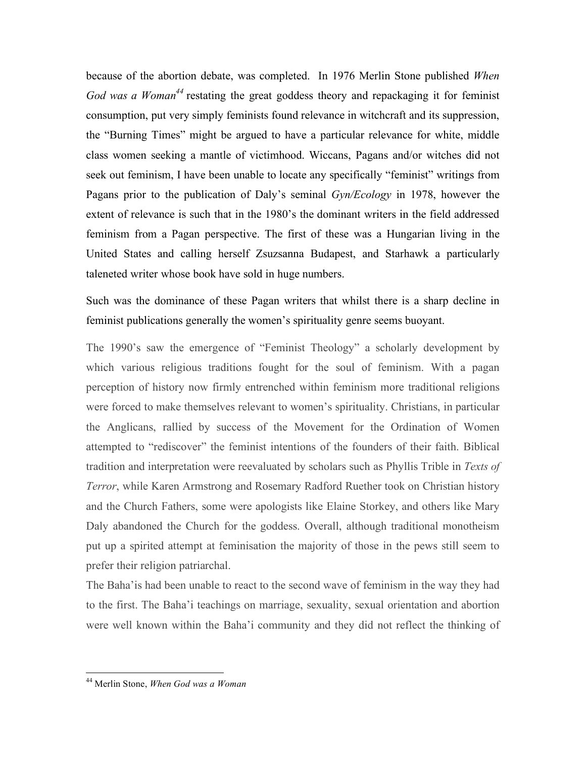because of the abortion debate, was completed. In 1976 Merlin Stone published *When God was a Woman*[44] restating the great goddess theory and repackaging it for feminist consumption, put very simply feminists found relevance in witchcraft and its suppression, the "Burning Times" might be argued to have a particular relevance for white, middle class women seeking a mantle of victimhood. Wiccans, Pagans and/or witches did not seek out feminism, I have been unable to locate any specifically "feminist" writings from Pagans prior to the publication of Daly's seminal *Gyn/Ecology* in 1978, however the extent of relevance is such that in the 1980's the dominant writers in the field addressed feminism from a Pagan perspective. The first of these was a Hungarian living in the United States and calling herself Zsuzsanna Budapest, and Starhawk a particularly taleneted writer whose book have sold in huge numbers.

Such was the dominance of these Pagan writers that whilst there is a sharp decline in feminist publications generally the women's spirituality genre seems buoyant.

The 1990's saw the emergence of "Feminist Theology" a scholarly development by which various religious traditions fought for the soul of feminism. With a pagan perception of history now firmly entrenched within feminism more traditional religions were forced to make themselves relevant to women's spirituality. Christians, in particular the Anglicans, rallied by success of the Movement for the Ordination of Women attempted to "rediscover" the feminist intentions of the founders of their faith. Biblical tradition and interpretation were reevaluated by scholars such as Phyllis Trible in *Texts of Terror*, while Karen Armstrong and Rosemary Radford Ruether took on Christian history and the Church Fathers, some were apologists like Elaine Storkey, and others like Mary Daly abandoned the Church for the goddess. Overall, although traditional monotheism put up a spirited attempt at feminisation the majority of those in the pews still seem to prefer their religion patriarchal.

The Baha'is had been unable to react to the second wave of feminism in the way they had to the first. The Baha'i teachings on marriage, sexuality, sexual orientation and abortion were well known within the Baha'i community and they did not reflect the thinking of

---

[44] Merlin Stone, *When God was a Woman*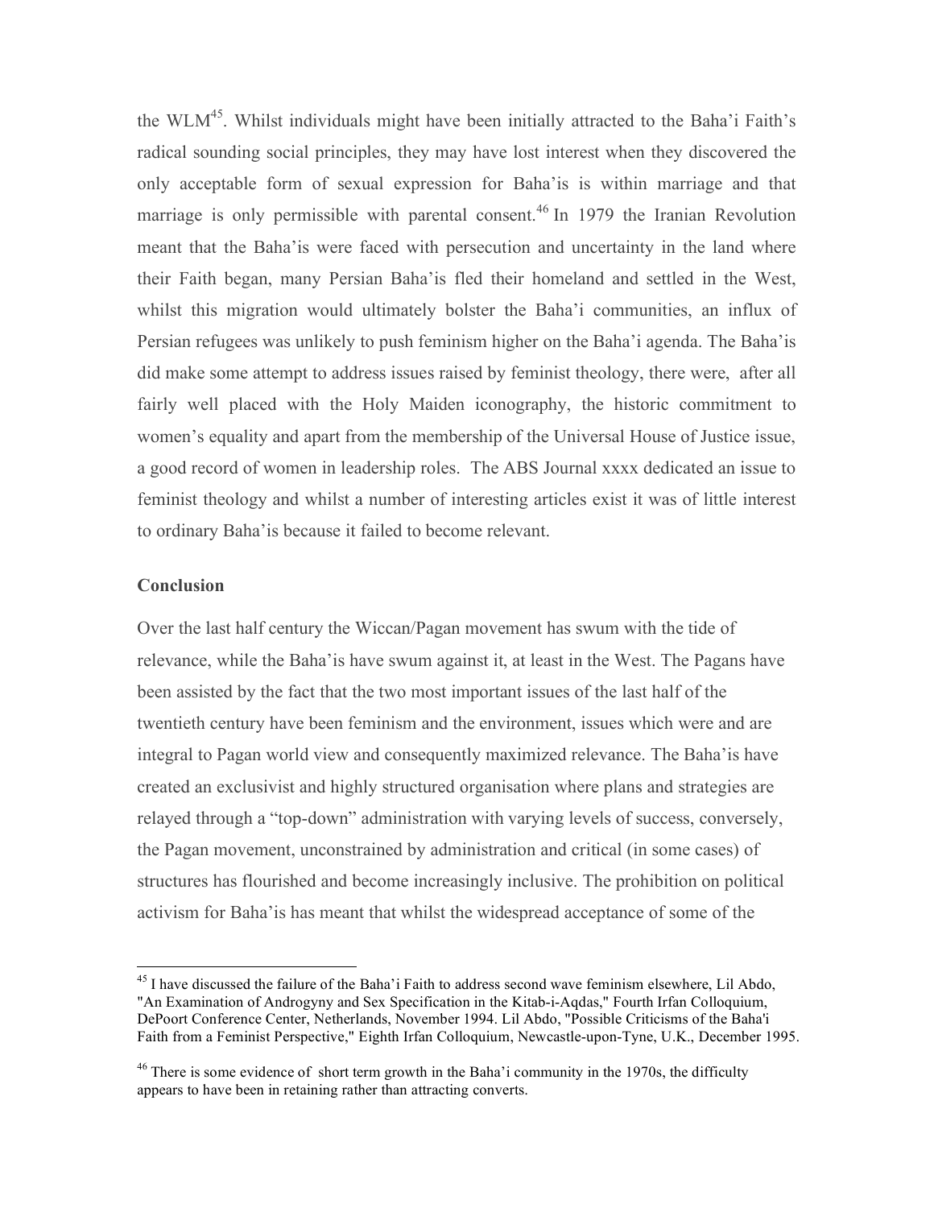the WLM[45]. Whilst individuals might have been initially attracted to the Baha'i Faith's radical sounding social principles, they may have lost interest when they discovered the only acceptable form of sexual expression for Baha'is is within marriage and that marriage is only permissible with parental consent.[46] In 1979 the Iranian Revolution meant that the Baha'is were faced with persecution and uncertainty in the land where their Faith began, many Persian Baha'is fled their homeland and settled in the West, whilst this migration would ultimately bolster the Baha'i communities, an influx of Persian refugees was unlikely to push feminism higher on the Baha'i agenda. The Baha'is did make some attempt to address issues raised by feminist theology, there were, after all fairly well placed with the Holy Maiden iconography, the historic commitment to women's equality and apart from the membership of the Universal House of Justice issue, a good record of women in leadership roles. The ABS Journal xxxx dedicated an issue to feminist theology and whilst a number of interesting articles exist it was of little interest to ordinary Baha'is because it failed to become relevant.

## Conclusion

Over the last half century the Wiccan/Pagan movement has swum with the tide of relevance, while the Baha'is have swum against it, at least in the West. The Pagans have been assisted by the fact that the two most important issues of the last half of the twentieth century have been feminism and the environment, issues which were and are integral to Pagan world view and consequently maximized relevance. The Baha'is have created an exclusivist and highly structured organisation where plans and strategies are relayed through a "top-down" administration with varying levels of success, conversely, the Pagan movement, unconstrained by administration and critical (in some cases) of structures has flourished and become increasingly inclusive. The prohibition on political activism for Baha'is has meant that whilst the widespread acceptance of some of the

---

[45] I have discussed the failure of the Baha'i Faith to address second wave feminism elsewhere, Lil Abdo, "An Examination of Androgyny and Sex Specification in the Kitab-i-Aqdas," Fourth Irfan Colloquium, DePoort Conference Center, Netherlands, November 1994. Lil Abdo, "Possible Criticisms of the Baha'i Faith from a Feminist Perspective," Eighth Irfan Colloquium, Newcastle-upon-Tyne, U.K., December 1995.

[46] There is some evidence of short term growth in the Baha'i community in the 1970s, the difficulty appears to have been in retaining rather than attracting converts.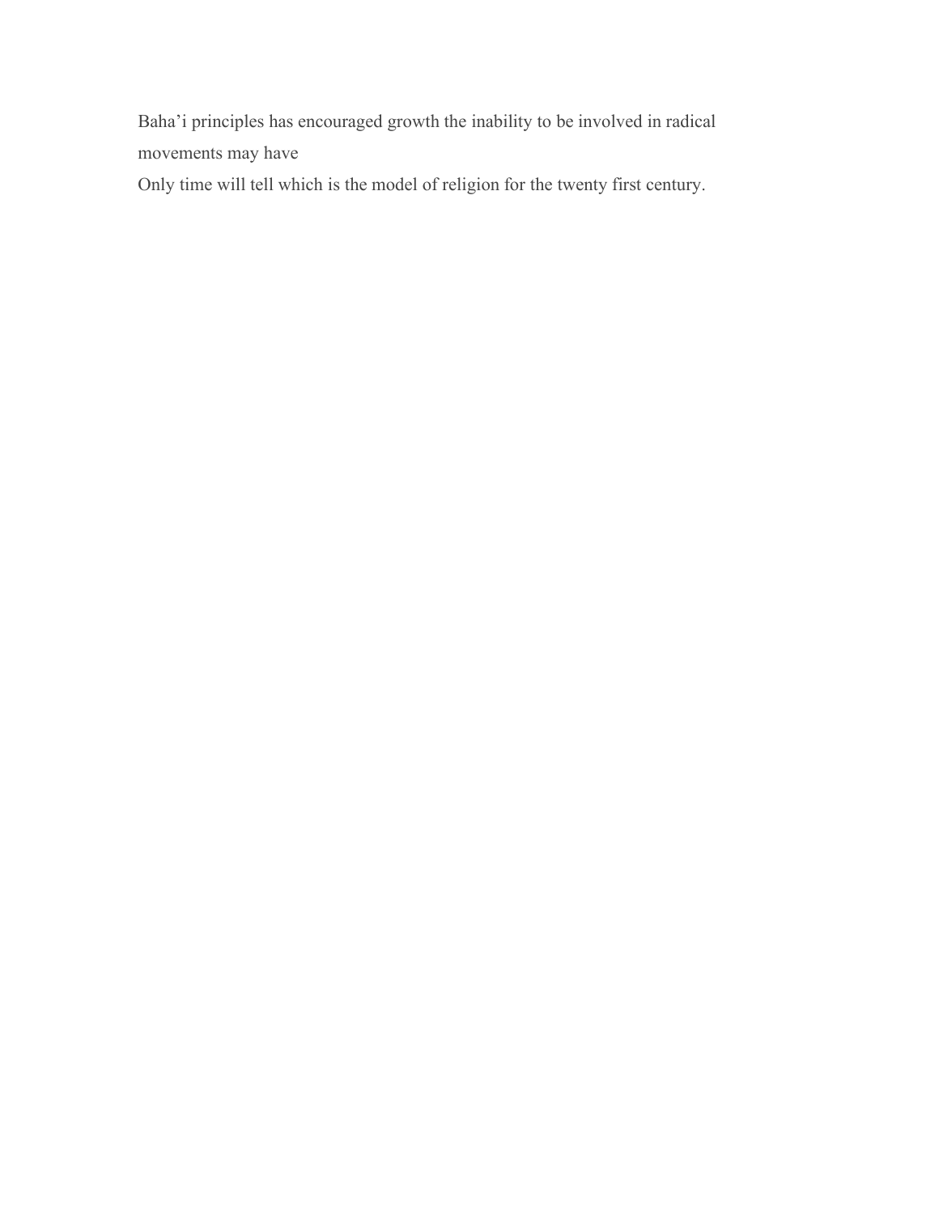Baha'i principles has encouraged growth the inability to be involved in radical movements may have

Only time will tell which is the model of religion for the twenty first century.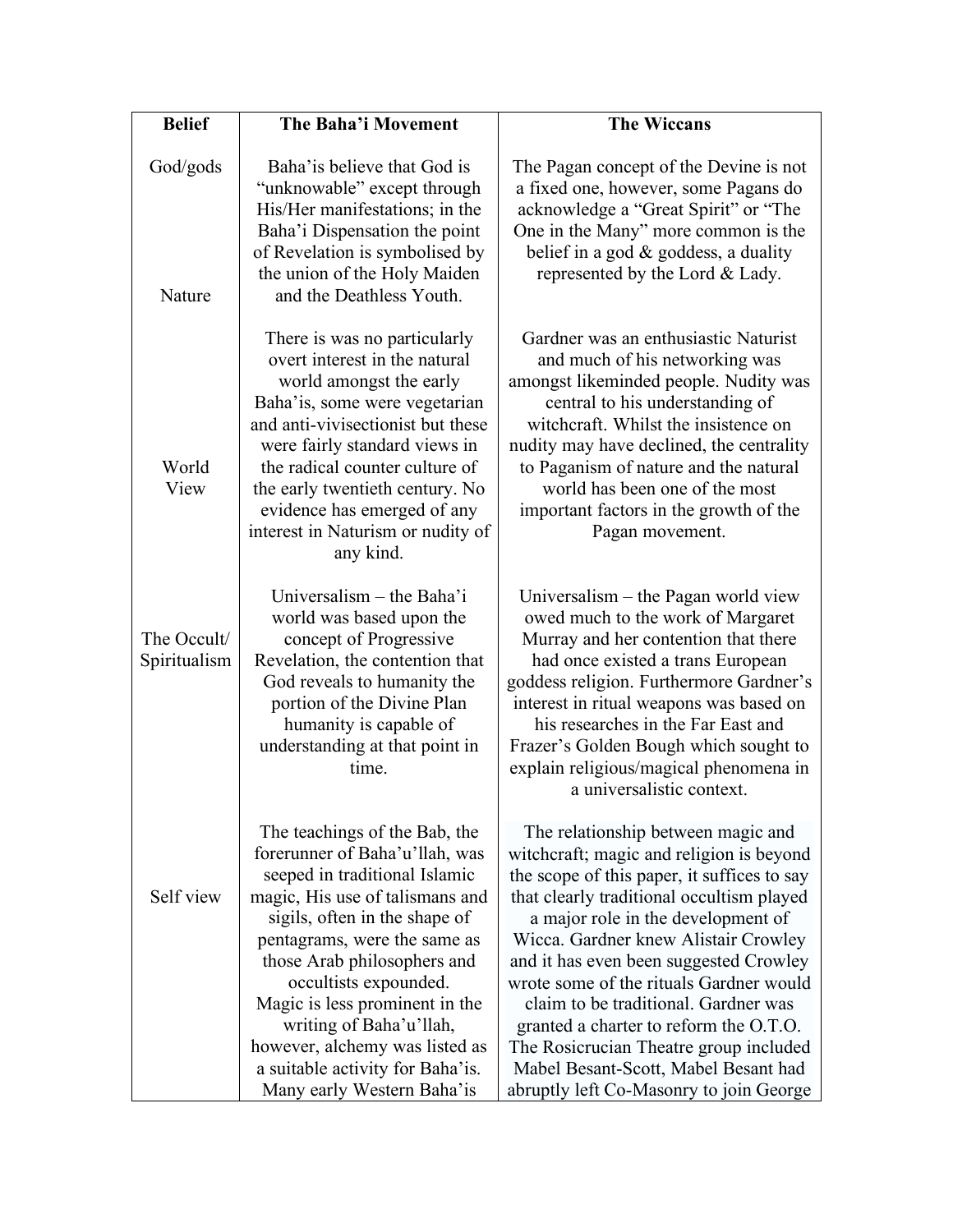| Belief | The Baha'i Movement | The Wiccans |
|---|---|---|
| God/gods | Baha'is believe that God is "unknowable" except through His/Her manifestations; in the Baha'i Dispensation the point of Revelation is symbolised by the union of the Holy Maiden and the Deathless Youth. | The Pagan concept of the Devine is not a fixed one, however, some Pagans do acknowledge a "Great Spirit" or "The One in the Many" more common is the belief in a god & goddess, a duality represented by the Lord & Lady. |
| Nature | There is was no particularly overt interest in the natural world amongst the early Baha'is, some were vegetarian and anti-vivisectionist but these were fairly standard views in the radical counter culture of the early twentieth century. No evidence has emerged of any interest in Naturism or nudity of any kind. | Gardner was an enthusiastic Naturist and much of his networking was amongst likeminded people. Nudity was central to his understanding of witchcraft. Whilst the insistence on nudity may have declined, the centrality to Paganism of nature and the natural world has been one of the most important factors in the growth of the Pagan movement. |
| World View | Universalism – the Baha'i world was based upon the concept of Progressive Revelation, the contention that God reveals to humanity the portion of the Divine Plan humanity is capable of understanding at that point in time. | Universalism – the Pagan world view owed much to the work of Margaret Murray and her contention that there had once existed a trans European goddess religion. Furthermore Gardner's interest in ritual weapons was based on his researches in the Far East and Frazer's Golden Bough which sought to explain religious/magical phenomena in a universalistic context. |
| The Occult/ Spiritualism | The teachings of the Bab, the forerunner of Baha'u'llah, was seeped in traditional Islamic magic, His use of talismans and sigils, often in the shape of pentagrams, were the same as those Arab philosophers and occultists expounded. Magic is less prominent in the writing of Baha'u'llah, however, alchemy was listed as a suitable activity for Baha'is. Many early Western Baha'is | The relationship between magic and witchcraft; magic and religion is beyond the scope of this paper, it suffices to say that clearly traditional occultism played a major role in the development of Wicca. Gardner knew Alistair Crowley and it has even been suggested Crowley wrote some of the rituals Gardner would claim to be traditional. Gardner was granted a charter to reform the O.T.O. The Rosicrucian Theatre group included Mabel Besant-Scott, Mabel Besant had abruptly left Co-Masonry to join George |
| Self view | | |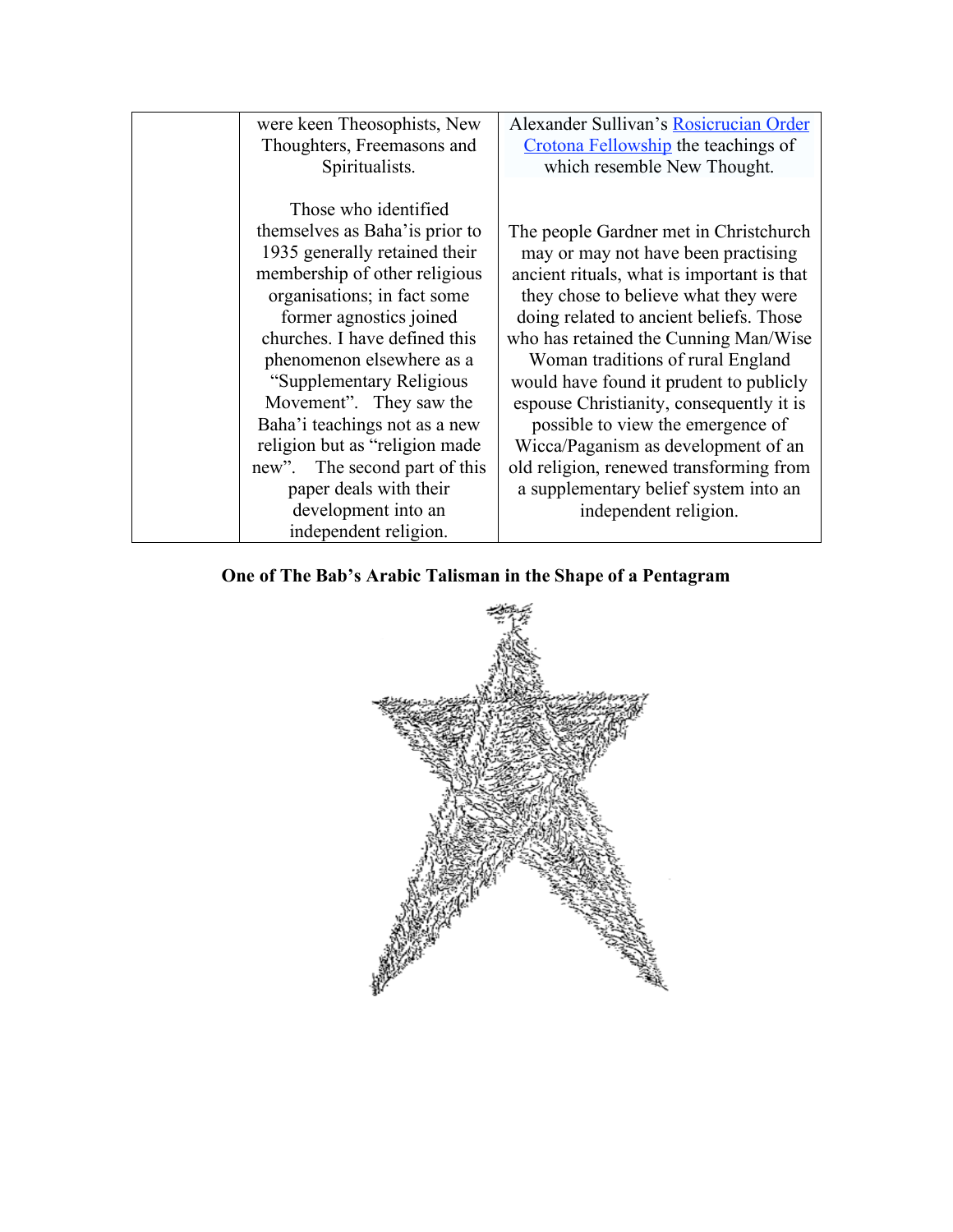| | | |
|---|---|---|
| | were keen Theosophists, New Thoughters, Freemasons and Spiritualists.<br><br>Those who identified themselves as Baha'is prior to 1935 generally retained their membership of other religious organisations; in fact some former agnostics joined churches. I have defined this phenomenon elsewhere as a "Supplementary Religious Movement". They saw the Baha'i teachings not as a new religion but as "religion made new". The second part of this paper deals with their development into an independent religion. | Alexander Sullivan's Rosicrucian Order Crotona Fellowship the teachings of which resemble New Thought.<br><br>The people Gardner met in Christchurch may or may not have been practising ancient rituals, what is important is that they chose to believe what they were doing related to ancient beliefs. Those who has retained the Cunning Man/Wise Woman traditions of rural England would have found it prudent to publicly espouse Christianity, consequently it is possible to view the emergence of Wicca/Paganism as development of an old religion, renewed transforming from a supplementary belief system into an independent religion. |

**One of The Bab's Arabic Talisman in the Shape of a Pentagram**